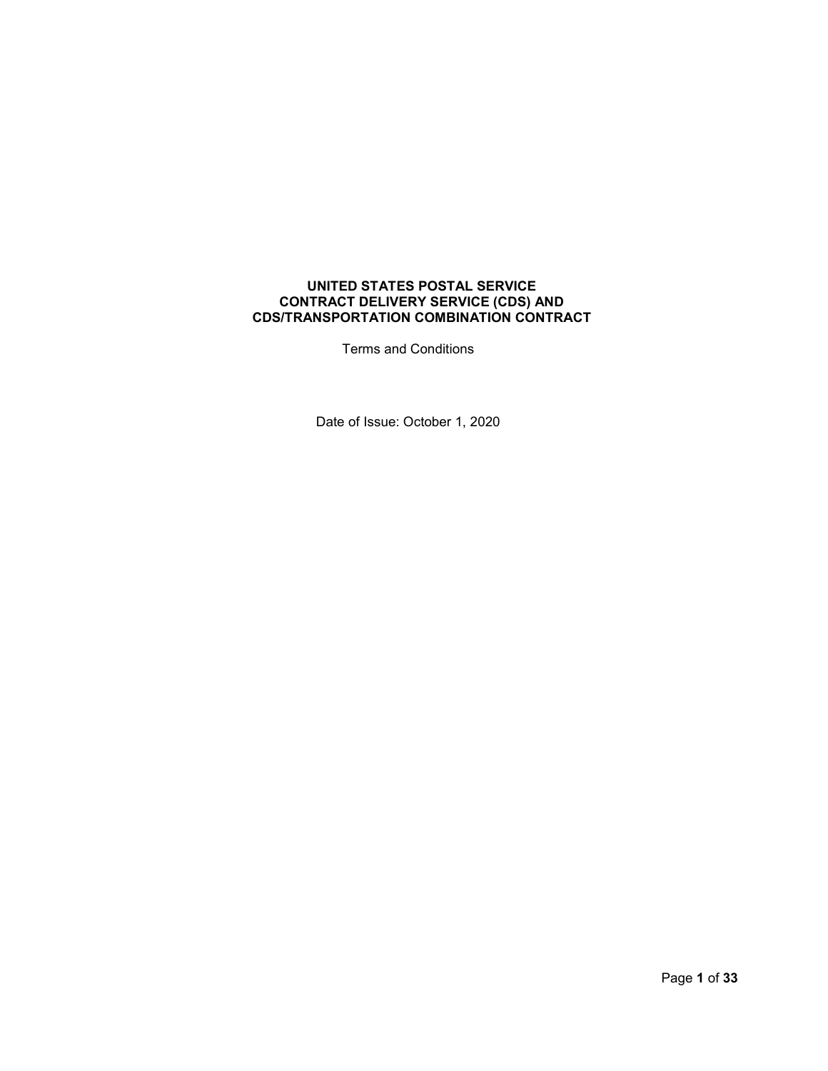# UNITED STATES POSTAL SERVICE
# CONTRACT DELIVERY SERVICE (CDS) AND
# CDS/TRANSPORTATION COMBINATION CONTRACT

Terms and Conditions

Date of Issue: October 1, 2020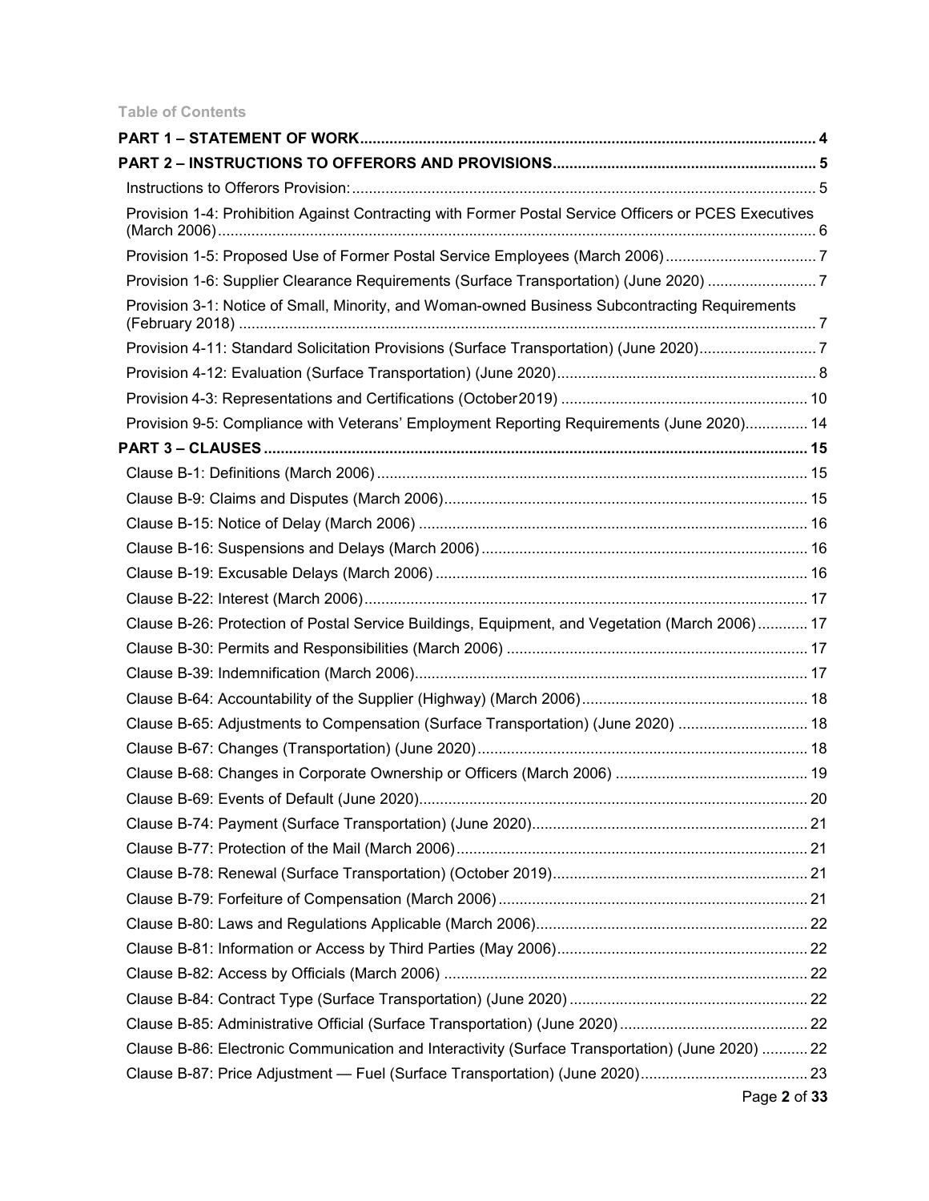**Table of Contents**

**PART 1 – STATEMENT OF WORK** ..... 4

**PART 2 – INSTRUCTIONS TO OFFERORS AND PROVISIONS** ..... 5

- Instructions to Offerors Provision: ..... 5
- Provision 1-4: Prohibition Against Contracting with Former Postal Service Officers or PCES Executives (March 2006) ..... 6
- Provision 1-5: Proposed Use of Former Postal Service Employees (March 2006) ..... 7
- Provision 1-6: Supplier Clearance Requirements (Surface Transportation) (June 2020) ..... 7
- Provision 3-1: Notice of Small, Minority, and Woman-owned Business Subcontracting Requirements (February 2018) ..... 7
- Provision 4-11: Standard Solicitation Provisions (Surface Transportation) (June 2020) ..... 7
- Provision 4-12: Evaluation (Surface Transportation) (June 2020) ..... 8
- Provision 4-3: Representations and Certifications (October 2019) ..... 10
- Provision 9-5: Compliance with Veterans' Employment Reporting Requirements (June 2020) ..... 14

**PART 3 – CLAUSES** ..... 15

- Clause B-1: Definitions (March 2006) ..... 15
- Clause B-9: Claims and Disputes (March 2006) ..... 15
- Clause B-15: Notice of Delay (March 2006) ..... 16
- Clause B-16: Suspensions and Delays (March 2006) ..... 16
- Clause B-19: Excusable Delays (March 2006) ..... 16
- Clause B-22: Interest (March 2006) ..... 17
- Clause B-26: Protection of Postal Service Buildings, Equipment, and Vegetation (March 2006) ..... 17
- Clause B-30: Permits and Responsibilities (March 2006) ..... 17
- Clause B-39: Indemnification (March 2006) ..... 17
- Clause B-64: Accountability of the Supplier (Highway) (March 2006) ..... 18
- Clause B-65: Adjustments to Compensation (Surface Transportation) (June 2020) ..... 18
- Clause B-67: Changes (Transportation) (June 2020) ..... 18
- Clause B-68: Changes in Corporate Ownership or Officers (March 2006) ..... 19
- Clause B-69: Events of Default (June 2020) ..... 20
- Clause B-74: Payment (Surface Transportation) (June 2020) ..... 21
- Clause B-77: Protection of the Mail (March 2006) ..... 21
- Clause B-78: Renewal (Surface Transportation) (October 2019) ..... 21
- Clause B-79: Forfeiture of Compensation (March 2006) ..... 21
- Clause B-80: Laws and Regulations Applicable (March 2006) ..... 22
- Clause B-81: Information or Access by Third Parties (May 2006) ..... 22
- Clause B-82: Access by Officials (March 2006) ..... 22
- Clause B-84: Contract Type (Surface Transportation) (June 2020) ..... 22
- Clause B-85: Administrative Official (Surface Transportation) (June 2020) ..... 22
- Clause B-86: Electronic Communication and Interactivity (Surface Transportation) (June 2020) ..... 22
- Clause B-87: Price Adjustment — Fuel (Surface Transportation) (June 2020) ..... 23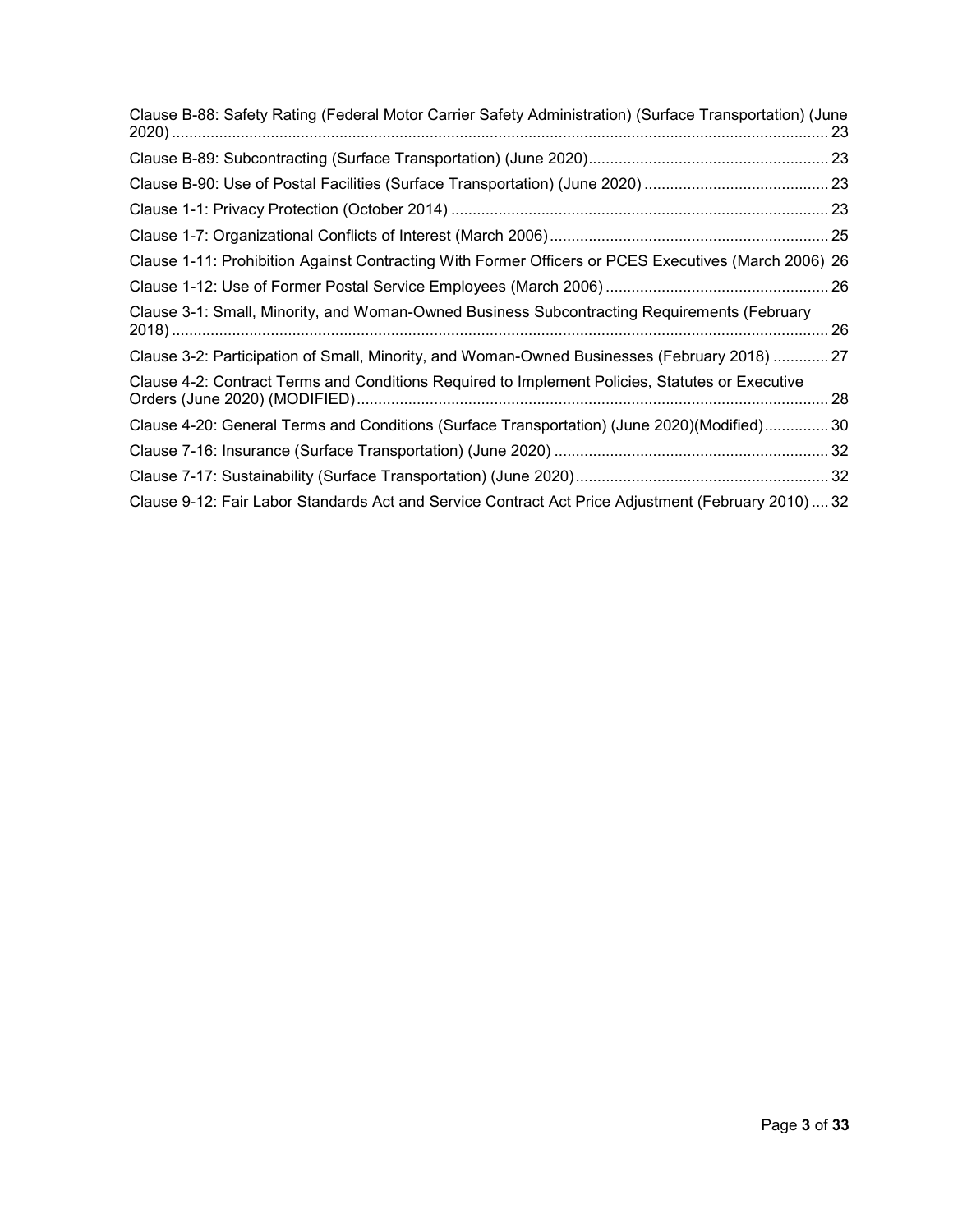Clause B-88: Safety Rating (Federal Motor Carrier Safety Administration) (Surface Transportation) (June 2020) ........ 23

Clause B-89: Subcontracting (Surface Transportation) (June 2020) ........ 23

Clause B-90: Use of Postal Facilities (Surface Transportation) (June 2020) ........ 23

Clause 1-1: Privacy Protection (October 2014) ........ 23

Clause 1-7: Organizational Conflicts of Interest (March 2006) ........ 25

Clause 1-11: Prohibition Against Contracting With Former Officers or PCES Executives (March 2006) 26

Clause 1-12: Use of Former Postal Service Employees (March 2006) ........ 26

Clause 3-1: Small, Minority, and Woman-Owned Business Subcontracting Requirements (February 2018) ........ 26

Clause 3-2: Participation of Small, Minority, and Woman-Owned Businesses (February 2018) ........ 27

Clause 4-2: Contract Terms and Conditions Required to Implement Policies, Statutes or Executive Orders (June 2020) (MODIFIED) ........ 28

Clause 4-20: General Terms and Conditions (Surface Transportation) (June 2020)(Modified) ........ 30

Clause 7-16: Insurance (Surface Transportation) (June 2020) ........ 32

Clause 7-17: Sustainability (Surface Transportation) (June 2020) ........ 32

Clause 9-12: Fair Labor Standards Act and Service Contract Act Price Adjustment (February 2010) ........ 32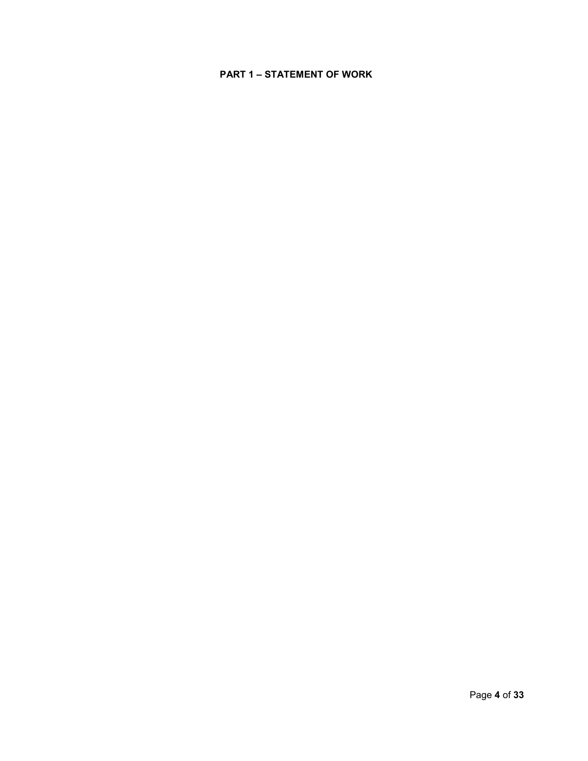# PART 1 – STATEMENT OF WORK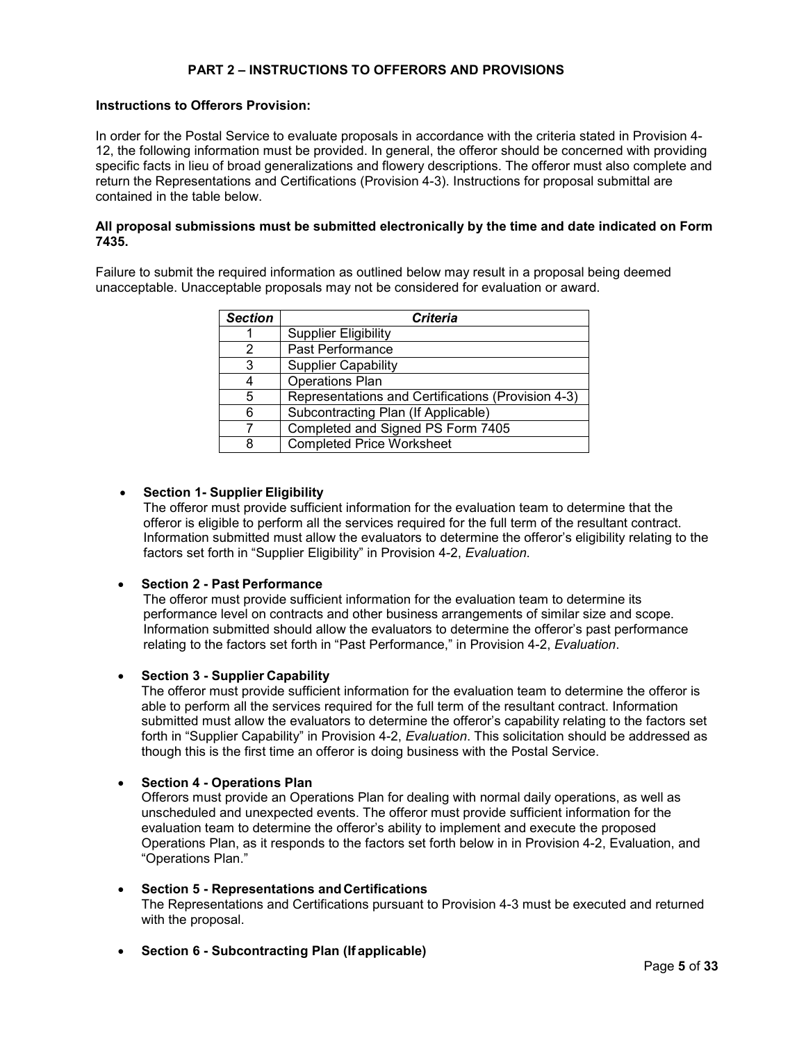# PART 2 – INSTRUCTIONS TO OFFERORS AND PROVISIONS

**Instructions to Offerors Provision:**

In order for the Postal Service to evaluate proposals in accordance with the criteria stated in Provision 4-12, the following information must be provided. In general, the offeror should be concerned with providing specific facts in lieu of broad generalizations and flowery descriptions. The offeror must also complete and return the Representations and Certifications (Provision 4-3). Instructions for proposal submittal are contained in the table below.

**All proposal submissions must be submitted electronically by the time and date indicated on Form 7435.**

Failure to submit the required information as outlined below may result in a proposal being deemed unacceptable. Unacceptable proposals may not be considered for evaluation or award.

| *Section* | *Criteria* |
|---|---|
| 1 | Supplier Eligibility |
| 2 | Past Performance |
| 3 | Supplier Capability |
| 4 | Operations Plan |
| 5 | Representations and Certifications (Provision 4-3) |
| 6 | Subcontracting Plan (If Applicable) |
| 7 | Completed and Signed PS Form 7405 |
| 8 | Completed Price Worksheet |

- **Section 1- Supplier Eligibility**
  The offeror must provide sufficient information for the evaluation team to determine that the offeror is eligible to perform all the services required for the full term of the resultant contract. Information submitted must allow the evaluators to determine the offeror's eligibility relating to the factors set forth in "Supplier Eligibility" in Provision 4-2, *Evaluation*.

- **Section 2 - Past Performance**
  The offeror must provide sufficient information for the evaluation team to determine its performance level on contracts and other business arrangements of similar size and scope. Information submitted should allow the evaluators to determine the offeror's past performance relating to the factors set forth in "Past Performance," in Provision 4-2, *Evaluation*.

- **Section 3 - Supplier Capability**
  The offeror must provide sufficient information for the evaluation team to determine the offeror is able to perform all the services required for the full term of the resultant contract. Information submitted must allow the evaluators to determine the offeror's capability relating to the factors set forth in "Supplier Capability" in Provision 4-2, *Evaluation*. This solicitation should be addressed as though this is the first time an offeror is doing business with the Postal Service.

- **Section 4 - Operations Plan**
  Offerors must provide an Operations Plan for dealing with normal daily operations, as well as unscheduled and unexpected events. The offeror must provide sufficient information for the evaluation team to determine the offeror's ability to implement and execute the proposed Operations Plan, as it responds to the factors set forth below in in Provision 4-2, Evaluation, and "Operations Plan."

- **Section 5 - Representations and Certifications**
  The Representations and Certifications pursuant to Provision 4-3 must be executed and returned with the proposal.

- **Section 6 - Subcontracting Plan (If applicable)**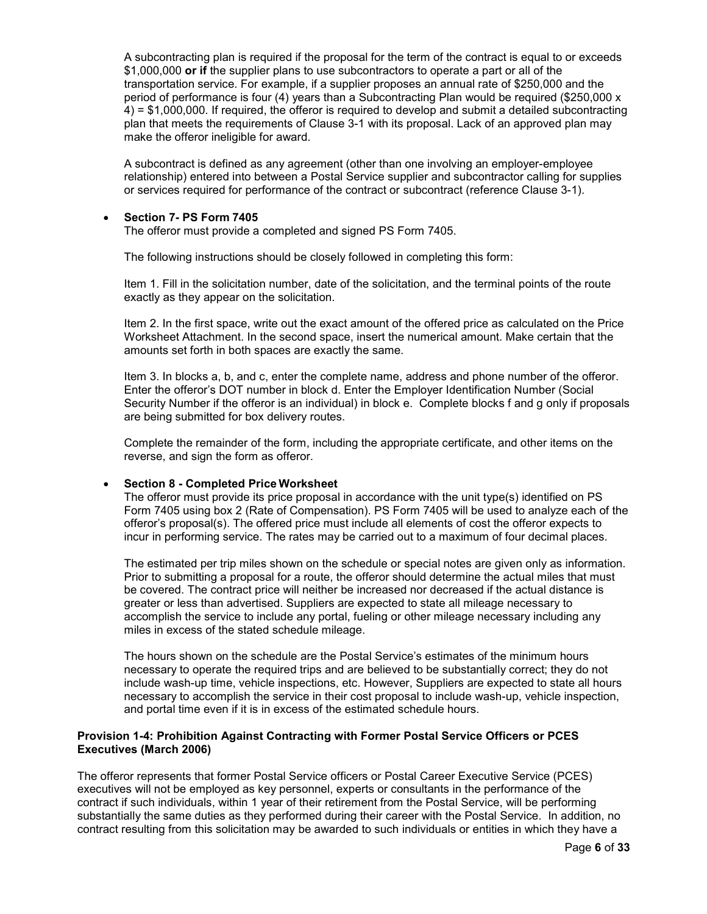A subcontracting plan is required if the proposal for the term of the contract is equal to or exceeds \$1,000,000 **or if** the supplier plans to use subcontractors to operate a part or all of the transportation service. For example, if a supplier proposes an annual rate of \$250,000 and the period of performance is four (4) years than a Subcontracting Plan would be required (\$250,000 x 4) = \$1,000,000. If required, the offeror is required to develop and submit a detailed subcontracting plan that meets the requirements of Clause 3-1 with its proposal. Lack of an approved plan may make the offeror ineligible for award.

A subcontract is defined as any agreement (other than one involving an employer-employee relationship) entered into between a Postal Service supplier and subcontractor calling for supplies or services required for performance of the contract or subcontract (reference Clause 3-1).

- **Section 7- PS Form 7405**

  The offeror must provide a completed and signed PS Form 7405.

  The following instructions should be closely followed in completing this form:

  Item 1. Fill in the solicitation number, date of the solicitation, and the terminal points of the route exactly as they appear on the solicitation.

  Item 2. In the first space, write out the exact amount of the offered price as calculated on the Price Worksheet Attachment. In the second space, insert the numerical amount. Make certain that the amounts set forth in both spaces are exactly the same.

  Item 3. In blocks a, b, and c, enter the complete name, address and phone number of the offeror. Enter the offeror's DOT number in block d. Enter the Employer Identification Number (Social Security Number if the offeror is an individual) in block e. Complete blocks f and g only if proposals are being submitted for box delivery routes.

  Complete the remainder of the form, including the appropriate certificate, and other items on the reverse, and sign the form as offeror.

- **Section 8 - Completed Price Worksheet**

  The offeror must provide its price proposal in accordance with the unit type(s) identified on PS Form 7405 using box 2 (Rate of Compensation). PS Form 7405 will be used to analyze each of the offeror's proposal(s). The offered price must include all elements of cost the offeror expects to incur in performing service. The rates may be carried out to a maximum of four decimal places.

  The estimated per trip miles shown on the schedule or special notes are given only as information. Prior to submitting a proposal for a route, the offeror should determine the actual miles that must be covered. The contract price will neither be increased nor decreased if the actual distance is greater or less than advertised. Suppliers are expected to state all mileage necessary to accomplish the service to include any portal, fueling or other mileage necessary including any miles in excess of the stated schedule mileage.

  The hours shown on the schedule are the Postal Service's estimates of the minimum hours necessary to operate the required trips and are believed to be substantially correct; they do not include wash-up time, vehicle inspections, etc. However, Suppliers are expected to state all hours necessary to accomplish the service in their cost proposal to include wash-up, vehicle inspection, and portal time even if it is in excess of the estimated schedule hours.

**Provision 1-4: Prohibition Against Contracting with Former Postal Service Officers or PCES Executives (March 2006)**

The offeror represents that former Postal Service officers or Postal Career Executive Service (PCES) executives will not be employed as key personnel, experts or consultants in the performance of the contract if such individuals, within 1 year of their retirement from the Postal Service, will be performing substantially the same duties as they performed during their career with the Postal Service. In addition, no contract resulting from this solicitation may be awarded to such individuals or entities in which they have a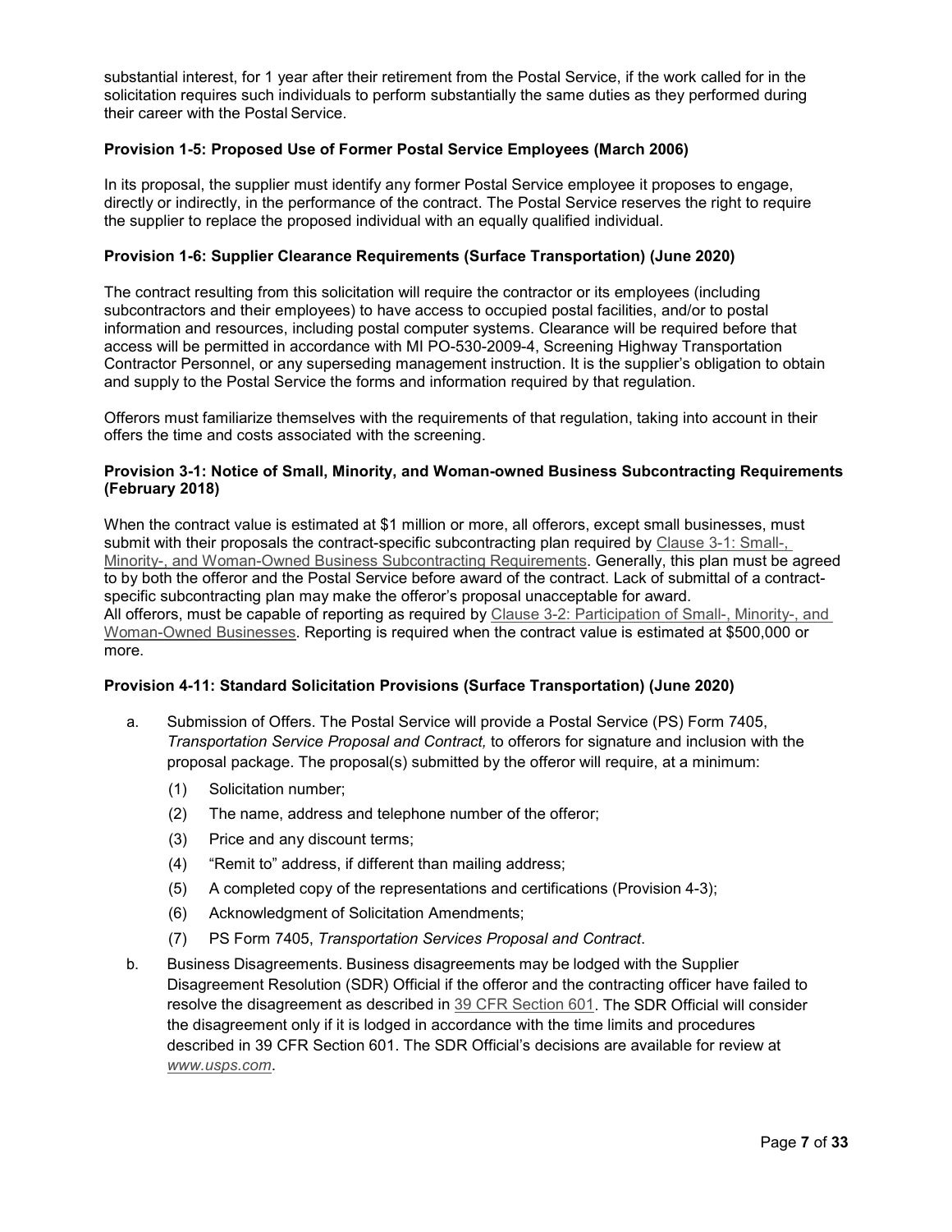substantial interest, for 1 year after their retirement from the Postal Service, if the work called for in the solicitation requires such individuals to perform substantially the same duties as they performed during their career with the Postal Service.

**Provision 1-5: Proposed Use of Former Postal Service Employees (March 2006)**

In its proposal, the supplier must identify any former Postal Service employee it proposes to engage, directly or indirectly, in the performance of the contract. The Postal Service reserves the right to require the supplier to replace the proposed individual with an equally qualified individual.

**Provision 1-6: Supplier Clearance Requirements (Surface Transportation) (June 2020)**

The contract resulting from this solicitation will require the contractor or its employees (including subcontractors and their employees) to have access to occupied postal facilities, and/or to postal information and resources, including postal computer systems. Clearance will be required before that access will be permitted in accordance with MI PO-530-2009-4, Screening Highway Transportation Contractor Personnel, or any superseding management instruction. It is the supplier's obligation to obtain and supply to the Postal Service the forms and information required by that regulation.

Offerors must familiarize themselves with the requirements of that regulation, taking into account in their offers the time and costs associated with the screening.

**Provision 3-1: Notice of Small, Minority, and Woman-owned Business Subcontracting Requirements (February 2018)**

When the contract value is estimated at $1 million or more, all offerors, except small businesses, must submit with their proposals the contract-specific subcontracting plan required by Clause 3-1: Small-, Minority-, and Woman-Owned Business Subcontracting Requirements. Generally, this plan must be agreed to by both the offeror and the Postal Service before award of the contract. Lack of submittal of a contract-specific subcontracting plan may make the offeror's proposal unacceptable for award.
All offerors, must be capable of reporting as required by Clause 3-2: Participation of Small-, Minority-, and Woman-Owned Businesses. Reporting is required when the contract value is estimated at $500,000 or more.

**Provision 4-11: Standard Solicitation Provisions (Surface Transportation) (June 2020)**

a. Submission of Offers. The Postal Service will provide a Postal Service (PS) Form 7405, *Transportation Service Proposal and Contract,* to offerors for signature and inclusion with the proposal package. The proposal(s) submitted by the offeror will require, at a minimum:

   (1) Solicitation number;

   (2) The name, address and telephone number of the offeror;

   (3) Price and any discount terms;

   (4) "Remit to" address, if different than mailing address;

   (5) A completed copy of the representations and certifications (Provision 4-3);

   (6) Acknowledgment of Solicitation Amendments;

   (7) PS Form 7405, *Transportation Services Proposal and Contract*.

b. Business Disagreements. Business disagreements may be lodged with the Supplier Disagreement Resolution (SDR) Official if the offeror and the contracting officer have failed to resolve the disagreement as described in 39 CFR Section 601. The SDR Official will consider the disagreement only if it is lodged in accordance with the time limits and procedures described in 39 CFR Section 601. The SDR Official's decisions are available for review at *www.usps.com*.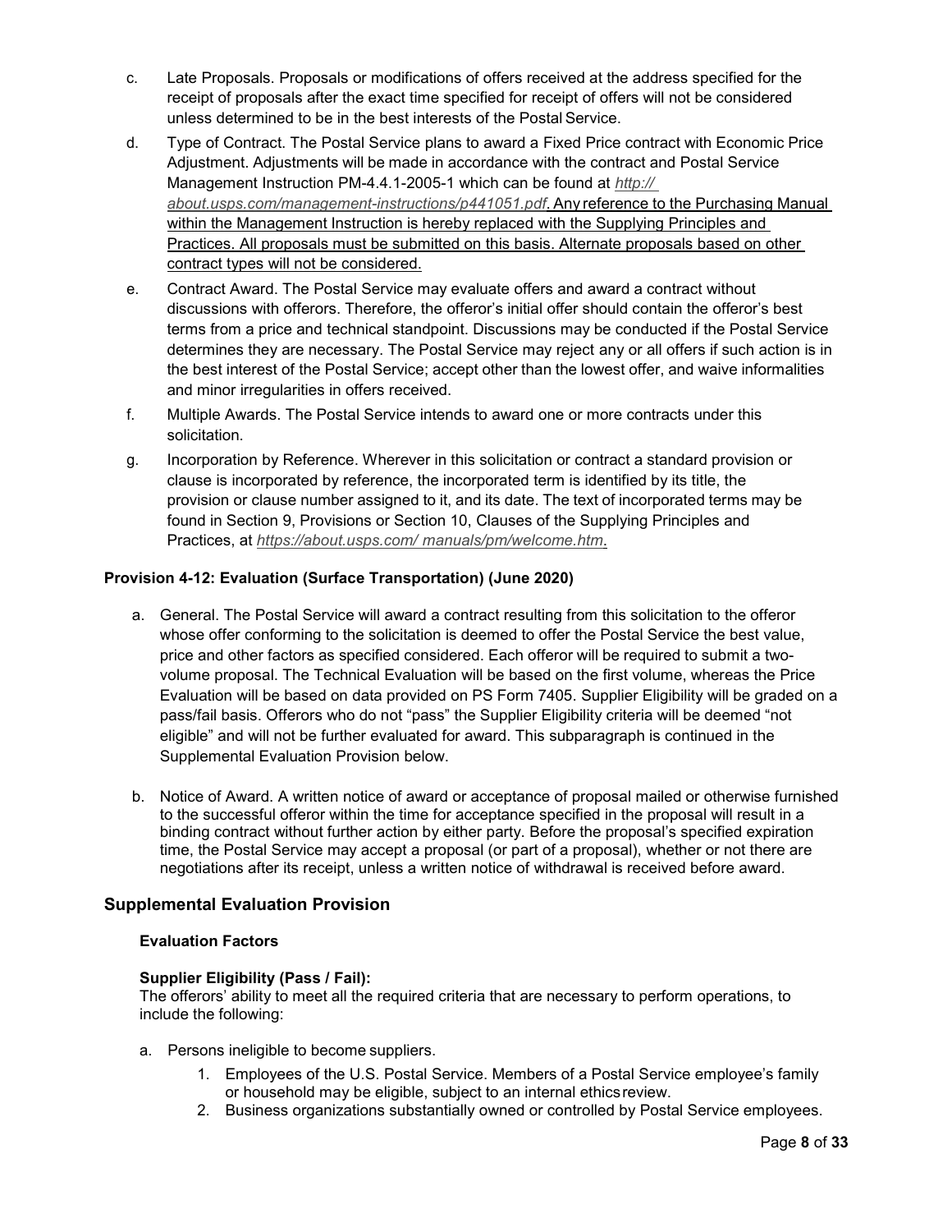c. Late Proposals. Proposals or modifications of offers received at the address specified for the receipt of proposals after the exact time specified for receipt of offers will not be considered unless determined to be in the best interests of the Postal Service.

d. Type of Contract. The Postal Service plans to award a Fixed Price contract with Economic Price Adjustment. Adjustments will be made in accordance with the contract and Postal Service Management Instruction PM-4.4.1-2005-1 which can be found at *http:// about.usps.com/management-instructions/p441051.pdf*. Any reference to the Purchasing Manual within the Management Instruction is hereby replaced with the Supplying Principles and Practices. All proposals must be submitted on this basis. Alternate proposals based on other contract types will not be considered.

e. Contract Award. The Postal Service may evaluate offers and award a contract without discussions with offerors. Therefore, the offeror's initial offer should contain the offeror's best terms from a price and technical standpoint. Discussions may be conducted if the Postal Service determines they are necessary. The Postal Service may reject any or all offers if such action is in the best interest of the Postal Service; accept other than the lowest offer, and waive informalities and minor irregularities in offers received.

f. Multiple Awards. The Postal Service intends to award one or more contracts under this solicitation.

g. Incorporation by Reference. Wherever in this solicitation or contract a standard provision or clause is incorporated by reference, the incorporated term is identified by its title, the provision or clause number assigned to it, and its date. The text of incorporated terms may be found in Section 9, Provisions or Section 10, Clauses of the Supplying Principles and Practices, at *https://about.usps.com/ manuals/pm/welcome.htm*.

**Provision 4-12: Evaluation (Surface Transportation) (June 2020)**

a. General. The Postal Service will award a contract resulting from this solicitation to the offeror whose offer conforming to the solicitation is deemed to offer the Postal Service the best value, price and other factors as specified considered. Each offeror will be required to submit a two-volume proposal. The Technical Evaluation will be based on the first volume, whereas the Price Evaluation will be based on data provided on PS Form 7405. Supplier Eligibility will be graded on a pass/fail basis. Offerors who do not "pass" the Supplier Eligibility criteria will be deemed "not eligible" and will not be further evaluated for award. This subparagraph is continued in the Supplemental Evaluation Provision below.

b. Notice of Award. A written notice of award or acceptance of proposal mailed or otherwise furnished to the successful offeror within the time for acceptance specified in the proposal will result in a binding contract without further action by either party. Before the proposal's specified expiration time, the Postal Service may accept a proposal (or part of a proposal), whether or not there are negotiations after its receipt, unless a written notice of withdrawal is received before award.

## Supplemental Evaluation Provision

**Evaluation Factors**

**Supplier Eligibility (Pass / Fail):**
The offerors' ability to meet all the required criteria that are necessary to perform operations, to include the following:

a. Persons ineligible to become suppliers.
    1. Employees of the U.S. Postal Service. Members of a Postal Service employee's family or household may be eligible, subject to an internal ethics review.
    2. Business organizations substantially owned or controlled by Postal Service employees.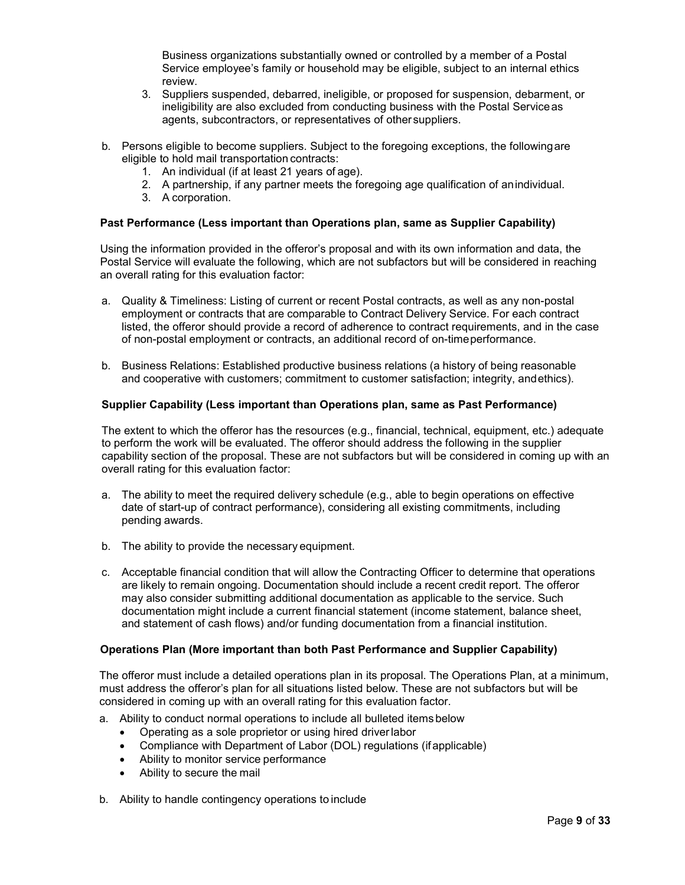Business organizations substantially owned or controlled by a member of a Postal Service employee's family or household may be eligible, subject to an internal ethics review.

3. Suppliers suspended, debarred, ineligible, or proposed for suspension, debarment, or ineligibility are also excluded from conducting business with the Postal Service as agents, subcontractors, or representatives of other suppliers.

b. Persons eligible to become suppliers. Subject to the foregoing exceptions, the following are eligible to hold mail transportation contracts:
   1. An individual (if at least 21 years of age).
   2. A partnership, if any partner meets the foregoing age qualification of an individual.
   3. A corporation.

**Past Performance (Less important than Operations plan, same as Supplier Capability)**

Using the information provided in the offeror's proposal and with its own information and data, the Postal Service will evaluate the following, which are not subfactors but will be considered in reaching an overall rating for this evaluation factor:

a. Quality & Timeliness: Listing of current or recent Postal contracts, as well as any non-postal employment or contracts that are comparable to Contract Delivery Service. For each contract listed, the offeror should provide a record of adherence to contract requirements, and in the case of non-postal employment or contracts, an additional record of on-time performance.

b. Business Relations: Established productive business relations (a history of being reasonable and cooperative with customers; commitment to customer satisfaction; integrity, and ethics).

**Supplier Capability (Less important than Operations plan, same as Past Performance)**

The extent to which the offeror has the resources (e.g., financial, technical, equipment, etc.) adequate to perform the work will be evaluated. The offeror should address the following in the supplier capability section of the proposal. These are not subfactors but will be considered in coming up with an overall rating for this evaluation factor:

a. The ability to meet the required delivery schedule (e.g., able to begin operations on effective date of start-up of contract performance), considering all existing commitments, including pending awards.

b. The ability to provide the necessary equipment.

c. Acceptable financial condition that will allow the Contracting Officer to determine that operations are likely to remain ongoing. Documentation should include a recent credit report. The offeror may also consider submitting additional documentation as applicable to the service. Such documentation might include a current financial statement (income statement, balance sheet, and statement of cash flows) and/or funding documentation from a financial institution.

**Operations Plan (More important than both Past Performance and Supplier Capability)**

The offeror must include a detailed operations plan in its proposal. The Operations Plan, at a minimum, must address the offeror's plan for all situations listed below. These are not subfactors but will be considered in coming up with an overall rating for this evaluation factor.

a. Ability to conduct normal operations to include all bulleted items below
   - Operating as a sole proprietor or using hired driver labor
   - Compliance with Department of Labor (DOL) regulations (if applicable)
   - Ability to monitor service performance
   - Ability to secure the mail

b. Ability to handle contingency operations to include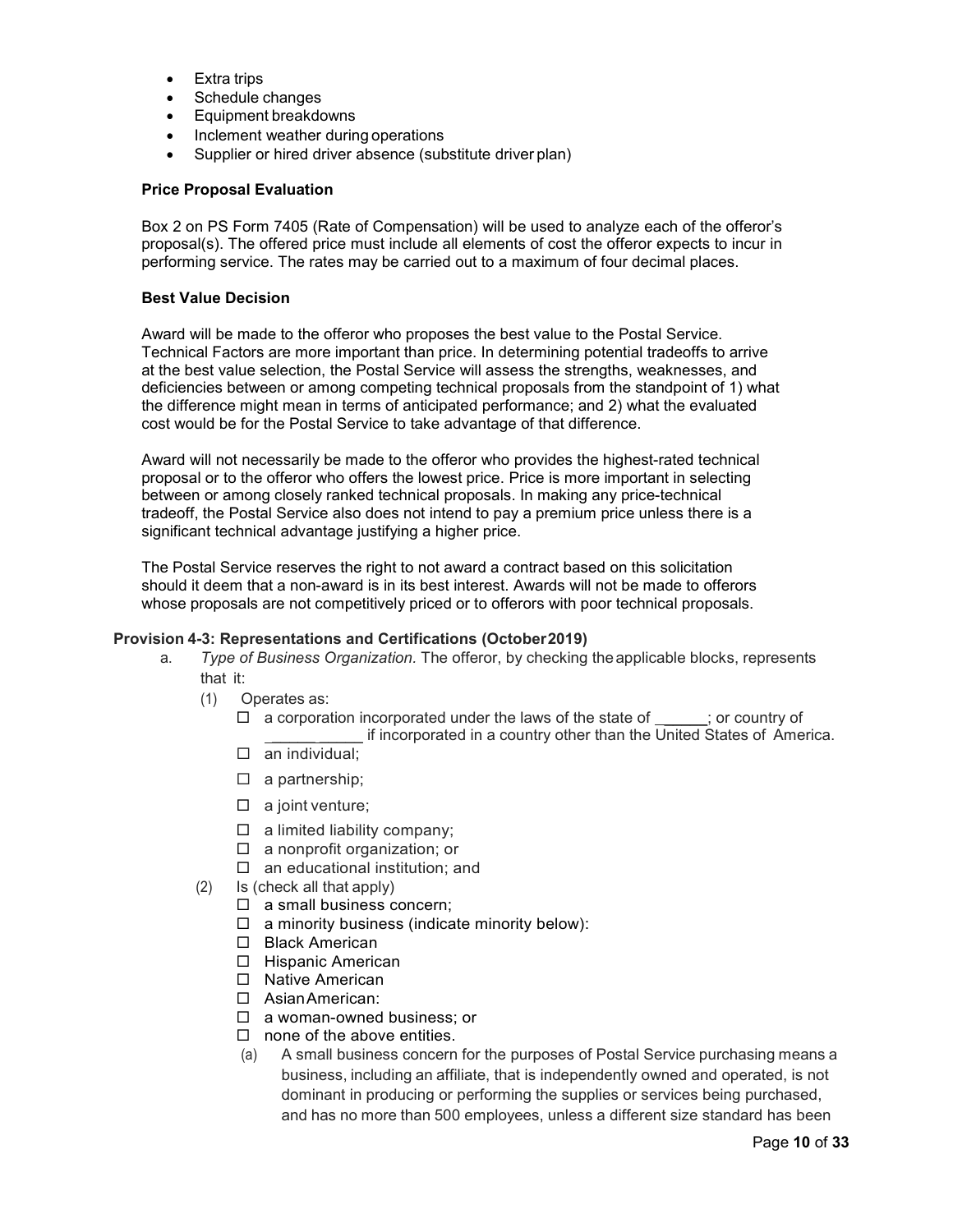- Extra trips
- Schedule changes
- Equipment breakdowns
- Inclement weather during operations
- Supplier or hired driver absence (substitute driver plan)

**Price Proposal Evaluation**

Box 2 on PS Form 7405 (Rate of Compensation) will be used to analyze each of the offeror's proposal(s). The offered price must include all elements of cost the offeror expects to incur in performing service. The rates may be carried out to a maximum of four decimal places.

**Best Value Decision**

Award will be made to the offeror who proposes the best value to the Postal Service. Technical Factors are more important than price. In determining potential tradeoffs to arrive at the best value selection, the Postal Service will assess the strengths, weaknesses, and deficiencies between or among competing technical proposals from the standpoint of 1) what the difference might mean in terms of anticipated performance; and 2) what the evaluated cost would be for the Postal Service to take advantage of that difference.

Award will not necessarily be made to the offeror who provides the highest-rated technical proposal or to the offeror who offers the lowest price. Price is more important in selecting between or among closely ranked technical proposals. In making any price-technical tradeoff, the Postal Service also does not intend to pay a premium price unless there is a significant technical advantage justifying a higher price.

The Postal Service reserves the right to not award a contract based on this solicitation should it deem that a non-award is in its best interest. Awards will not be made to offerors whose proposals are not competitively priced or to offerors with poor technical proposals.

**Provision 4-3: Representations and Certifications (October 2019)**

a. *Type of Business Organization.* The offeror, by checking the applicable blocks, represents that it:

(1) Operates as:

- ☐ a corporation incorporated under the laws of the state of ______; or country of ___________ if incorporated in a country other than the United States of America.
- ☐ an individual;
- ☐ a partnership;
- ☐ a joint venture;
- ☐ a limited liability company;
- ☐ a nonprofit organization; or
- ☐ an educational institution; and

(2) Is (check all that apply)

- ☐ a small business concern;
- ☐ a minority business (indicate minority below):
- ☐ Black American
- ☐ Hispanic American
- ☐ Native American
- ☐ Asian American:
- ☐ a woman-owned business; or
- ☐ none of the above entities.

(a) A small business concern for the purposes of Postal Service purchasing means a business, including an affiliate, that is independently owned and operated, is not dominant in producing or performing the supplies or services being purchased, and has no more than 500 employees, unless a different size standard has been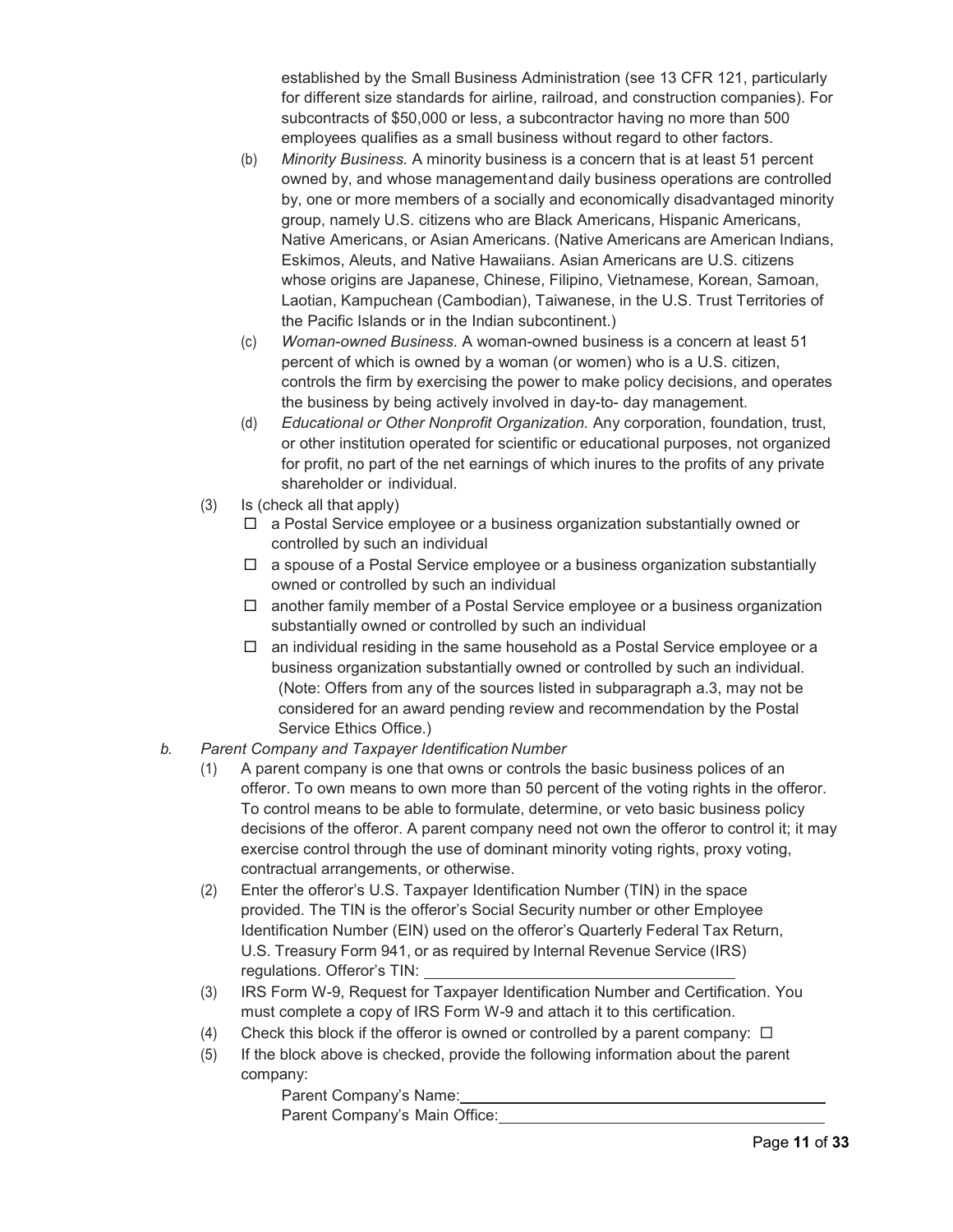established by the Small Business Administration (see 13 CFR 121, particularly for different size standards for airline, railroad, and construction companies). For subcontracts of $50,000 or less, a subcontractor having no more than 500 employees qualifies as a small business without regard to other factors.

(b) *Minority Business.* A minority business is a concern that is at least 51 percent owned by, and whose managementand daily business operations are controlled by, one or more members of a socially and economically disadvantaged minority group, namely U.S. citizens who are Black Americans, Hispanic Americans, Native Americans, or Asian Americans. (Native Americans are American Indians, Eskimos, Aleuts, and Native Hawaiians. Asian Americans are U.S. citizens whose origins are Japanese, Chinese, Filipino, Vietnamese, Korean, Samoan, Laotian, Kampuchean (Cambodian), Taiwanese, in the U.S. Trust Territories of the Pacific Islands or in the Indian subcontinent.)

(c) *Woman-owned Business.* A woman-owned business is a concern at least 51 percent of which is owned by a woman (or women) who is a U.S. citizen, controls the firm by exercising the power to make policy decisions, and operates the business by being actively involved in day-to- day management.

(d) *Educational or Other Nonprofit Organization.* Any corporation, foundation, trust, or other institution operated for scientific or educational purposes, not organized for profit, no part of the net earnings of which inures to the profits of any private shareholder or individual.

(3) Is (check all that apply)

- ☐ a Postal Service employee or a business organization substantially owned or controlled by such an individual
- ☐ a spouse of a Postal Service employee or a business organization substantially owned or controlled by such an individual
- ☐ another family member of a Postal Service employee or a business organization substantially owned or controlled by such an individual
- ☐ an individual residing in the same household as a Postal Service employee or a business organization substantially owned or controlled by such an individual.

(Note: Offers from any of the sources listed in subparagraph a.3, may not be considered for an award pending review and recommendation by the Postal Service Ethics Office.)

*b. Parent Company and Taxpayer Identification Number*

(1) A parent company is one that owns or controls the basic business polices of an offeror. To own means to own more than 50 percent of the voting rights in the offeror. To control means to be able to formulate, determine, or veto basic business policy decisions of the offeror. A parent company need not own the offeror to control it; it may exercise control through the use of dominant minority voting rights, proxy voting, contractual arrangements, or otherwise.

(2) Enter the offeror's U.S. Taxpayer Identification Number (TIN) in the space provided. The TIN is the offeror's Social Security number or other Employee Identification Number (EIN) used on the offeror's Quarterly Federal Tax Return, U.S. Treasury Form 941, or as required by Internal Revenue Service (IRS) regulations. Offeror's TIN: ____________________________________

(3) IRS Form W-9, Request for Taxpayer Identification Number and Certification. You must complete a copy of IRS Form W-9 and attach it to this certification.

(4) Check this block if the offeror is owned or controlled by a parent company: ☐

(5) If the block above is checked, provide the following information about the parent company:

Parent Company's Name:____________________________________________

Parent Company's Main Office:______________________________________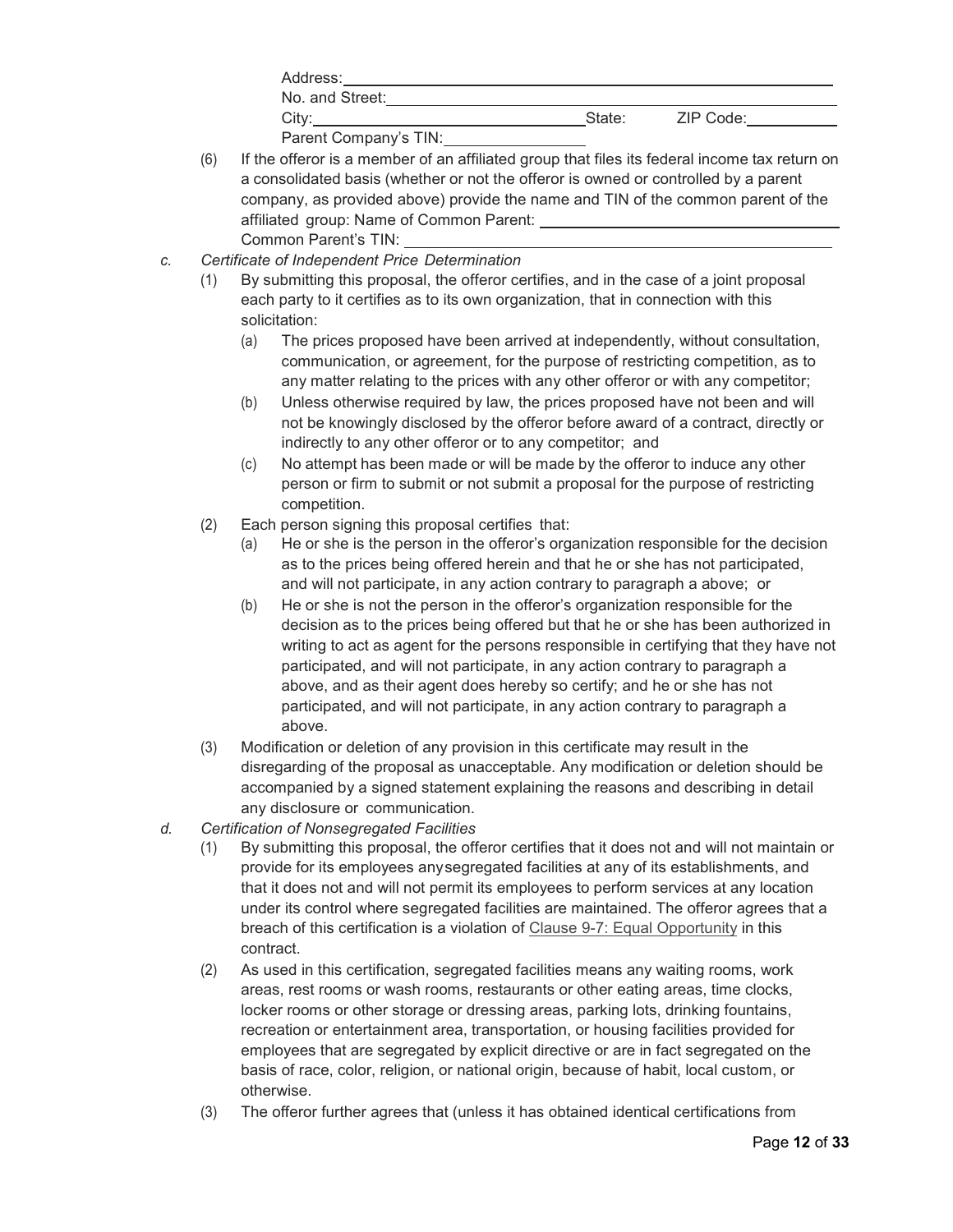Address: ______________________________________________

No. and Street: ______________________________________________

City: ______________________________ State: ______ ZIP Code: __________

Parent Company's TIN: ________________

(6) If the offeror is a member of an affiliated group that files its federal income tax return on a consolidated basis (whether or not the offeror is owned or controlled by a parent company, as provided above) provide the name and TIN of the common parent of the affiliated group: Name of Common Parent: ______________________________

Common Parent's TIN: ______________________________

*c. Certificate of Independent Price Determination*

(1) By submitting this proposal, the offeror certifies, and in the case of a joint proposal each party to it certifies as to its own organization, that in connection with this solicitation:

(a) The prices proposed have been arrived at independently, without consultation, communication, or agreement, for the purpose of restricting competition, as to any matter relating to the prices with any other offeror or with any competitor;

(b) Unless otherwise required by law, the prices proposed have not been and will not be knowingly disclosed by the offeror before award of a contract, directly or indirectly to any other offeror or to any competitor; and

(c) No attempt has been made or will be made by the offeror to induce any other person or firm to submit or not submit a proposal for the purpose of restricting competition.

(2) Each person signing this proposal certifies that:

(a) He or she is the person in the offeror's organization responsible for the decision as to the prices being offered herein and that he or she has not participated, and will not participate, in any action contrary to paragraph a above; or

(b) He or she is not the person in the offeror's organization responsible for the decision as to the prices being offered but that he or she has been authorized in writing to act as agent for the persons responsible in certifying that they have not participated, and will not participate, in any action contrary to paragraph a above, and as their agent does hereby so certify; and he or she has not participated, and will not participate, in any action contrary to paragraph a above.

(3) Modification or deletion of any provision in this certificate may result in the disregarding of the proposal as unacceptable. Any modification or deletion should be accompanied by a signed statement explaining the reasons and describing in detail any disclosure or communication.

*d. Certification of Nonsegregated Facilities*

(1) By submitting this proposal, the offeror certifies that it does not and will not maintain or provide for its employees anysegregated facilities at any of its establishments, and that it does not and will not permit its employees to perform services at any location under its control where segregated facilities are maintained. The offeror agrees that a breach of this certification is a violation of Clause 9-7: Equal Opportunity in this contract.

(2) As used in this certification, segregated facilities means any waiting rooms, work areas, rest rooms or wash rooms, restaurants or other eating areas, time clocks, locker rooms or other storage or dressing areas, parking lots, drinking fountains, recreation or entertainment area, transportation, or housing facilities provided for employees that are segregated by explicit directive or are in fact segregated on the basis of race, color, religion, or national origin, because of habit, local custom, or otherwise.

(3) The offeror further agrees that (unless it has obtained identical certifications from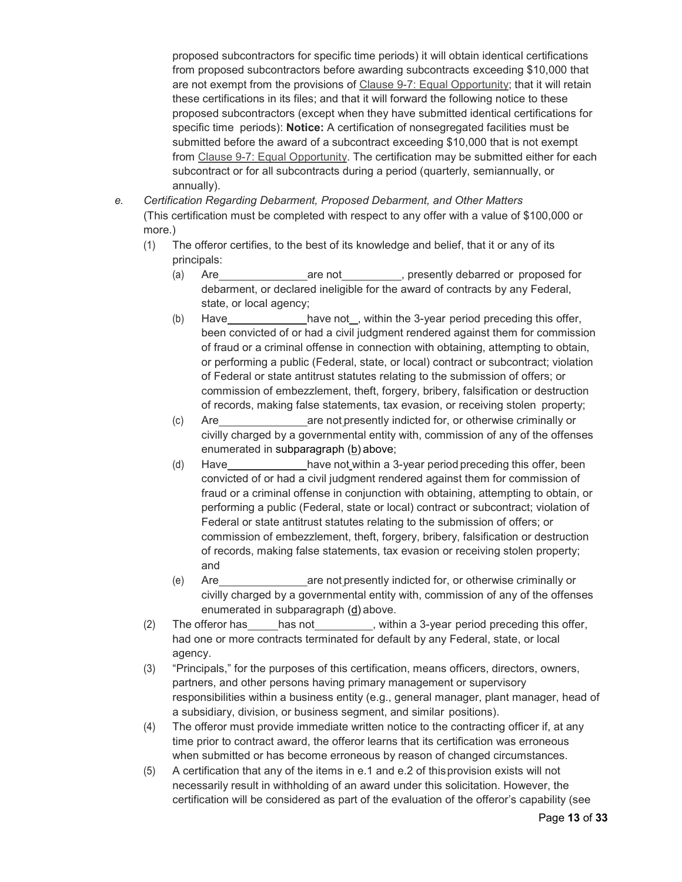proposed subcontractors for specific time periods) it will obtain identical certifications from proposed subcontractors before awarding subcontracts exceeding $10,000 that are not exempt from the provisions of Clause 9-7: Equal Opportunity; that it will retain these certifications in its files; and that it will forward the following notice to these proposed subcontractors (except when they have submitted identical certifications for specific time periods): **Notice:** A certification of nonsegregated facilities must be submitted before the award of a subcontract exceeding $10,000 that is not exempt from Clause 9-7: Equal Opportunity. The certification may be submitted either for each subcontract or for all subcontracts during a period (quarterly, semiannually, or annually).

e. *Certification Regarding Debarment, Proposed Debarment, and Other Matters*
   (This certification must be completed with respect to any offer with a value of $100,000 or more.)

   (1) The offeror certifies, to the best of its knowledge and belief, that it or any of its principals:

      (a) Are_______________are not__________, presently debarred or proposed for debarment, or declared ineligible for the award of contracts by any Federal, state, or local agency;

      (b) Have______________have not__, within the 3-year period preceding this offer, been convicted of or had a civil judgment rendered against them for commission of fraud or a criminal offense in connection with obtaining, attempting to obtain, or performing a public (Federal, state, or local) contract or subcontract; violation of Federal or state antitrust statutes relating to the submission of offers; or commission of embezzlement, theft, forgery, bribery, falsification or destruction of records, making false statements, tax evasion, or receiving stolen property;

      (c) Are_______________are not presently indicted for, or otherwise criminally or civilly charged by a governmental entity with, commission of any of the offenses enumerated in subparagraph (b) above;

      (d) Have______________have not within a 3-year period preceding this offer, been convicted of or had a civil judgment rendered against them for commission of fraud or a criminal offense in conjunction with obtaining, attempting to obtain, or performing a public (Federal, state or local) contract or subcontract; violation of Federal or state antitrust statutes relating to the submission of offers; or commission of embezzlement, theft, forgery, bribery, falsification or destruction of records, making false statements, tax evasion or receiving stolen property; and

      (e) Are_______________are not presently indicted for, or otherwise criminally or civilly charged by a governmental entity with, commission of any of the offenses enumerated in subparagraph (d) above.

   (2) The offeror has_____has not__________, within a 3-year period preceding this offer, had one or more contracts terminated for default by any Federal, state, or local agency.

   (3) "Principals," for the purposes of this certification, means officers, directors, owners, partners, and other persons having primary management or supervisory responsibilities within a business entity (e.g., general manager, plant manager, head of a subsidiary, division, or business segment, and similar positions).

   (4) The offeror must provide immediate written notice to the contracting officer if, at any time prior to contract award, the offeror learns that its certification was erroneous when submitted or has become erroneous by reason of changed circumstances.

   (5) A certification that any of the items in e.1 and e.2 of this provision exists will not necessarily result in withholding of an award under this solicitation. However, the certification will be considered as part of the evaluation of the offeror's capability (see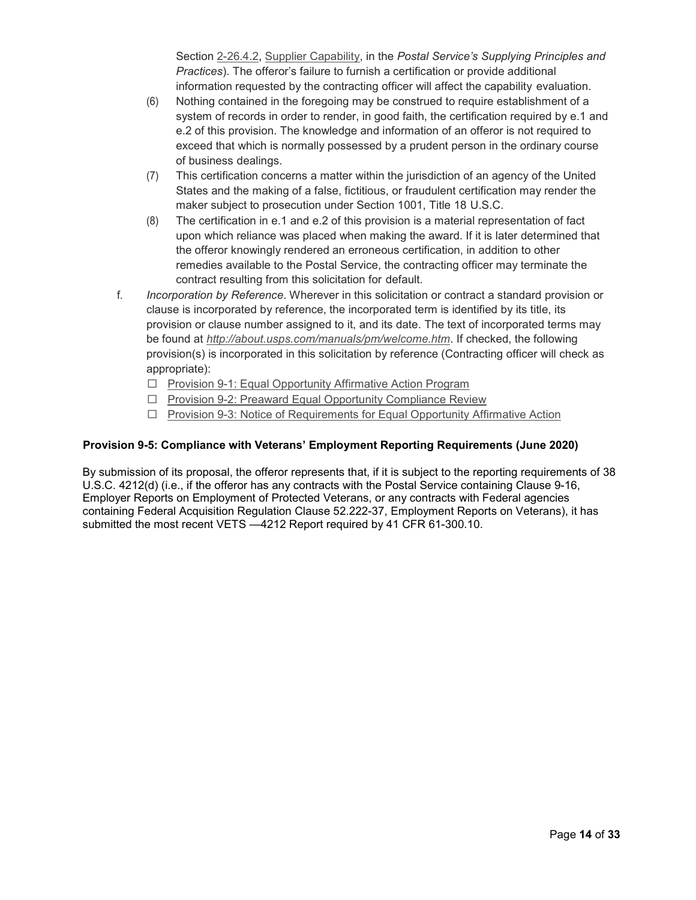Section 2-26.4.2, Supplier Capability, in the *Postal Service's Supplying Principles and Practices*). The offeror's failure to furnish a certification or provide additional information requested by the contracting officer will affect the capability evaluation.

(6) Nothing contained in the foregoing may be construed to require establishment of a system of records in order to render, in good faith, the certification required by e.1 and e.2 of this provision. The knowledge and information of an offeror is not required to exceed that which is normally possessed by a prudent person in the ordinary course of business dealings.

(7) This certification concerns a matter within the jurisdiction of an agency of the United States and the making of a false, fictitious, or fraudulent certification may render the maker subject to prosecution under Section 1001, Title 18 U.S.C.

(8) The certification in e.1 and e.2 of this provision is a material representation of fact upon which reliance was placed when making the award. If it is later determined that the offeror knowingly rendered an erroneous certification, in addition to other remedies available to the Postal Service, the contracting officer may terminate the contract resulting from this solicitation for default.

f. *Incorporation by Reference*. Wherever in this solicitation or contract a standard provision or clause is incorporated by reference, the incorporated term is identified by its title, its provision or clause number assigned to it, and its date. The text of incorporated terms may be found at *http://about.usps.com/manuals/pm/welcome.htm*. If checked, the following provision(s) is incorporated in this solicitation by reference (Contracting officer will check as appropriate):

- ☐ Provision 9-1: Equal Opportunity Affirmative Action Program
- ☐ Provision 9-2: Preaward Equal Opportunity Compliance Review
- ☐ Provision 9-3: Notice of Requirements for Equal Opportunity Affirmative Action

**Provision 9-5: Compliance with Veterans' Employment Reporting Requirements (June 2020)**

By submission of its proposal, the offeror represents that, if it is subject to the reporting requirements of 38 U.S.C. 4212(d) (i.e., if the offeror has any contracts with the Postal Service containing Clause 9-16, Employer Reports on Employment of Protected Veterans, or any contracts with Federal agencies containing Federal Acquisition Regulation Clause 52.222-37, Employment Reports on Veterans), it has submitted the most recent VETS —4212 Report required by 41 CFR 61-300.10.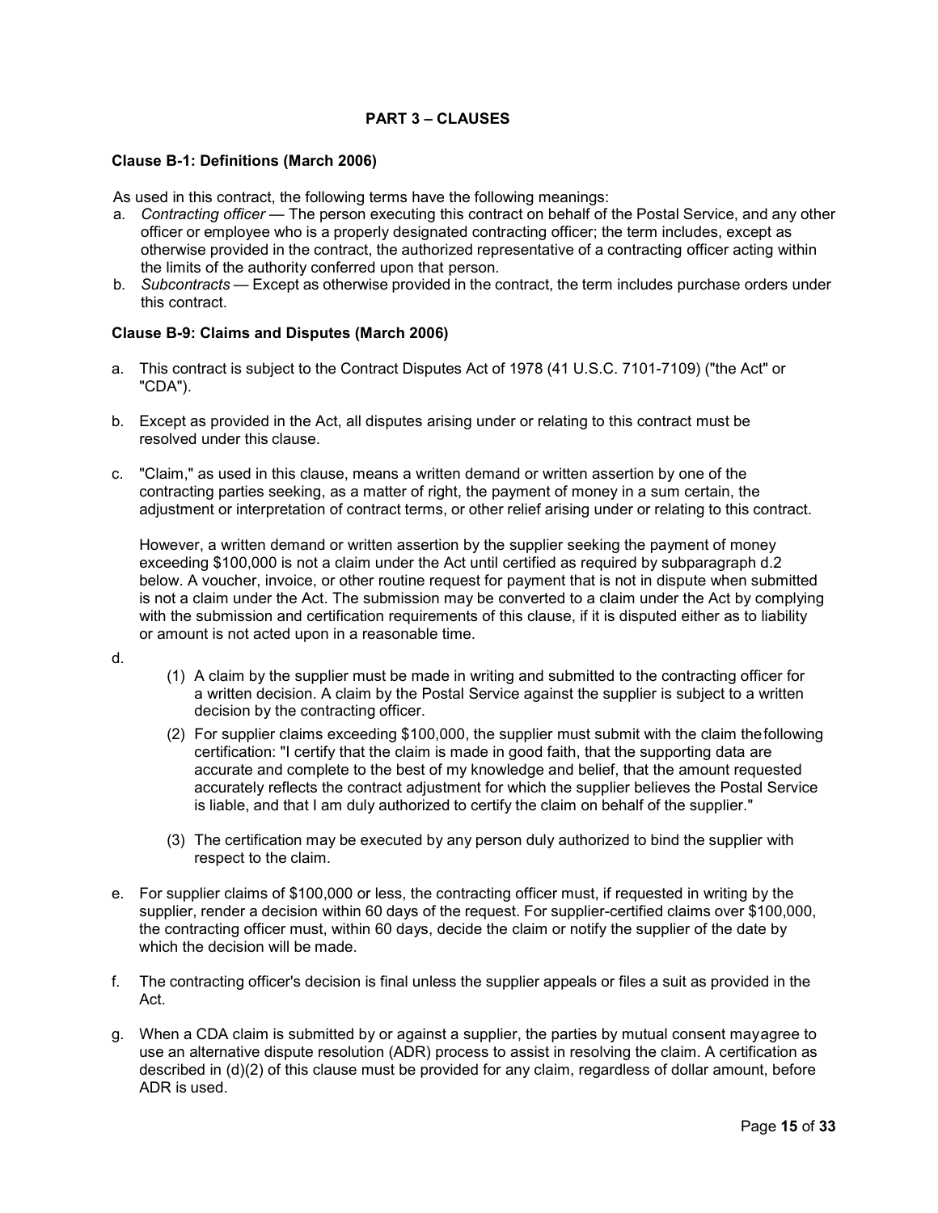## PART 3 – CLAUSES

### Clause B-1: Definitions (March 2006)

As used in this contract, the following terms have the following meanings:

a. *Contracting officer* — The person executing this contract on behalf of the Postal Service, and any other officer or employee who is a properly designated contracting officer; the term includes, except as otherwise provided in the contract, the authorized representative of a contracting officer acting within the limits of the authority conferred upon that person.
b. *Subcontracts* — Except as otherwise provided in the contract, the term includes purchase orders under this contract.

### Clause B-9: Claims and Disputes (March 2006)

a. This contract is subject to the Contract Disputes Act of 1978 (41 U.S.C. 7101-7109) ("the Act" or "CDA").

b. Except as provided in the Act, all disputes arising under or relating to this contract must be resolved under this clause.

c. "Claim," as used in this clause, means a written demand or written assertion by one of the contracting parties seeking, as a matter of right, the payment of money in a sum certain, the adjustment or interpretation of contract terms, or other relief arising under or relating to this contract.

   However, a written demand or written assertion by the supplier seeking the payment of money exceeding $100,000 is not a claim under the Act until certified as required by subparagraph d.2 below. A voucher, invoice, or other routine request for payment that is not in dispute when submitted is not a claim under the Act. The submission may be converted to a claim under the Act by complying with the submission and certification requirements of this clause, if it is disputed either as to liability or amount is not acted upon in a reasonable time.

d.
   (1) A claim by the supplier must be made in writing and submitted to the contracting officer for a written decision. A claim by the Postal Service against the supplier is subject to a written decision by the contracting officer.
   (2) For supplier claims exceeding $100,000, the supplier must submit with the claim the following certification: "I certify that the claim is made in good faith, that the supporting data are accurate and complete to the best of my knowledge and belief, that the amount requested accurately reflects the contract adjustment for which the supplier believes the Postal Service is liable, and that I am duly authorized to certify the claim on behalf of the supplier."
   (3) The certification may be executed by any person duly authorized to bind the supplier with respect to the claim.

e. For supplier claims of $100,000 or less, the contracting officer must, if requested in writing by the supplier, render a decision within 60 days of the request. For supplier-certified claims over $100,000, the contracting officer must, within 60 days, decide the claim or notify the supplier of the date by which the decision will be made.

f. The contracting officer's decision is final unless the supplier appeals or files a suit as provided in the Act.

g. When a CDA claim is submitted by or against a supplier, the parties by mutual consent may agree to use an alternative dispute resolution (ADR) process to assist in resolving the claim. A certification as described in (d)(2) of this clause must be provided for any claim, regardless of dollar amount, before ADR is used.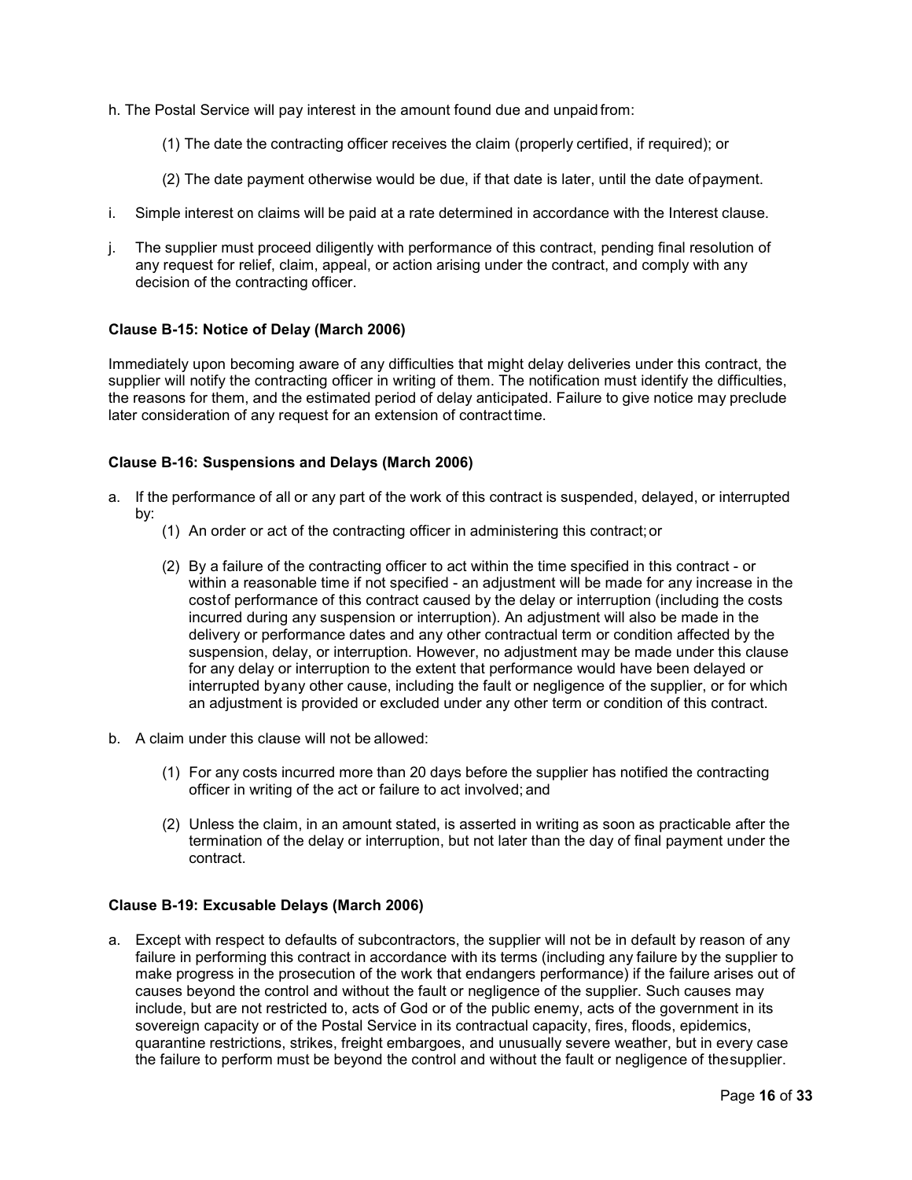h. The Postal Service will pay interest in the amount found due and unpaid from:

(1) The date the contracting officer receives the claim (properly certified, if required); or

(2) The date payment otherwise would be due, if that date is later, until the date of payment.

i. Simple interest on claims will be paid at a rate determined in accordance with the Interest clause.

j. The supplier must proceed diligently with performance of this contract, pending final resolution of any request for relief, claim, appeal, or action arising under the contract, and comply with any decision of the contracting officer.

**Clause B-15: Notice of Delay (March 2006)**

Immediately upon becoming aware of any difficulties that might delay deliveries under this contract, the supplier will notify the contracting officer in writing of them. The notification must identify the difficulties, the reasons for them, and the estimated period of delay anticipated. Failure to give notice may preclude later consideration of any request for an extension of contract time.

**Clause B-16: Suspensions and Delays (March 2006)**

a. If the performance of all or any part of the work of this contract is suspended, delayed, or interrupted by:
   (1) An order or act of the contracting officer in administering this contract; or

   (2) By a failure of the contracting officer to act within the time specified in this contract - or within a reasonable time if not specified - an adjustment will be made for any increase in the cost of performance of this contract caused by the delay or interruption (including the costs incurred during any suspension or interruption). An adjustment will also be made in the delivery or performance dates and any other contractual term or condition affected by the suspension, delay, or interruption. However, no adjustment may be made under this clause for any delay or interruption to the extent that performance would have been delayed or interrupted by any other cause, including the fault or negligence of the supplier, or for which an adjustment is provided or excluded under any other term or condition of this contract.

b. A claim under this clause will not be allowed:

   (1) For any costs incurred more than 20 days before the supplier has notified the contracting officer in writing of the act or failure to act involved; and

   (2) Unless the claim, in an amount stated, is asserted in writing as soon as practicable after the termination of the delay or interruption, but not later than the day of final payment under the contract.

**Clause B-19: Excusable Delays (March 2006)**

a. Except with respect to defaults of subcontractors, the supplier will not be in default by reason of any failure in performing this contract in accordance with its terms (including any failure by the supplier to make progress in the prosecution of the work that endangers performance) if the failure arises out of causes beyond the control and without the fault or negligence of the supplier. Such causes may include, but are not restricted to, acts of God or of the public enemy, acts of the government in its sovereign capacity or of the Postal Service in its contractual capacity, fires, floods, epidemics, quarantine restrictions, strikes, freight embargoes, and unusually severe weather, but in every case the failure to perform must be beyond the control and without the fault or negligence of the supplier.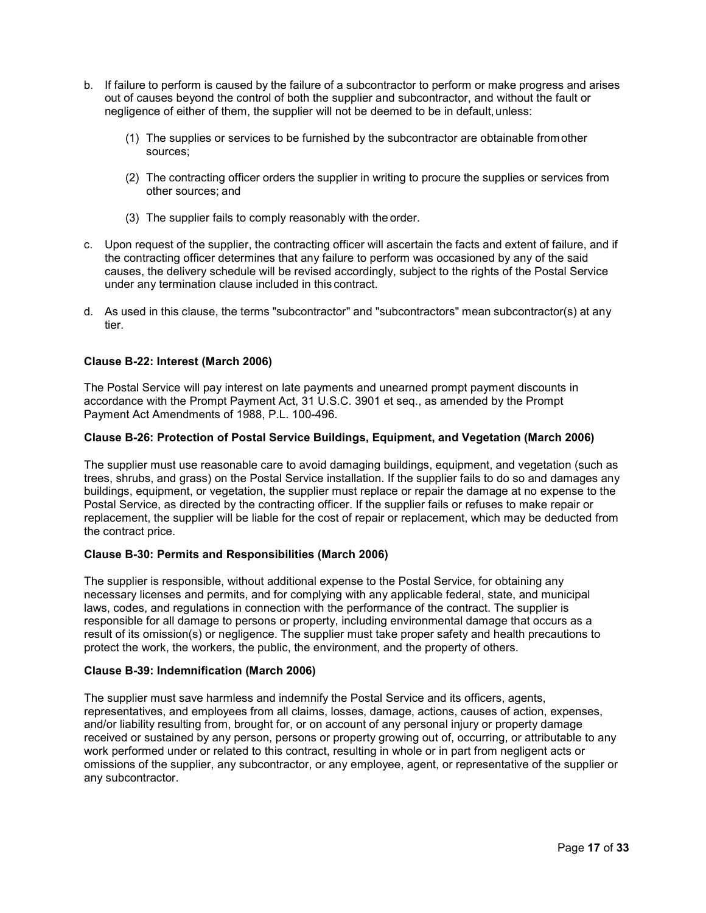b. If failure to perform is caused by the failure of a subcontractor to perform or make progress and arises out of causes beyond the control of both the supplier and subcontractor, and without the fault or negligence of either of them, the supplier will not be deemed to be in default, unless:

   (1) The supplies or services to be furnished by the subcontractor are obtainable from other sources;

   (2) The contracting officer orders the supplier in writing to procure the supplies or services from other sources; and

   (3) The supplier fails to comply reasonably with the order.

c. Upon request of the supplier, the contracting officer will ascertain the facts and extent of failure, and if the contracting officer determines that any failure to perform was occasioned by any of the said causes, the delivery schedule will be revised accordingly, subject to the rights of the Postal Service under any termination clause included in this contract.

d. As used in this clause, the terms "subcontractor" and "subcontractors" mean subcontractor(s) at any tier.

**Clause B-22: Interest (March 2006)**

The Postal Service will pay interest on late payments and unearned prompt payment discounts in accordance with the Prompt Payment Act, 31 U.S.C. 3901 et seq., as amended by the Prompt Payment Act Amendments of 1988, P.L. 100-496.

**Clause B-26: Protection of Postal Service Buildings, Equipment, and Vegetation (March 2006)**

The supplier must use reasonable care to avoid damaging buildings, equipment, and vegetation (such as trees, shrubs, and grass) on the Postal Service installation. If the supplier fails to do so and damages any buildings, equipment, or vegetation, the supplier must replace or repair the damage at no expense to the Postal Service, as directed by the contracting officer. If the supplier fails or refuses to make repair or replacement, the supplier will be liable for the cost of repair or replacement, which may be deducted from the contract price.

**Clause B-30: Permits and Responsibilities (March 2006)**

The supplier is responsible, without additional expense to the Postal Service, for obtaining any necessary licenses and permits, and for complying with any applicable federal, state, and municipal laws, codes, and regulations in connection with the performance of the contract. The supplier is responsible for all damage to persons or property, including environmental damage that occurs as a result of its omission(s) or negligence. The supplier must take proper safety and health precautions to protect the work, the workers, the public, the environment, and the property of others.

**Clause B-39: Indemnification (March 2006)**

The supplier must save harmless and indemnify the Postal Service and its officers, agents, representatives, and employees from all claims, losses, damage, actions, causes of action, expenses, and/or liability resulting from, brought for, or on account of any personal injury or property damage received or sustained by any person, persons or property growing out of, occurring, or attributable to any work performed under or related to this contract, resulting in whole or in part from negligent acts or omissions of the supplier, any subcontractor, or any employee, agent, or representative of the supplier or any subcontractor.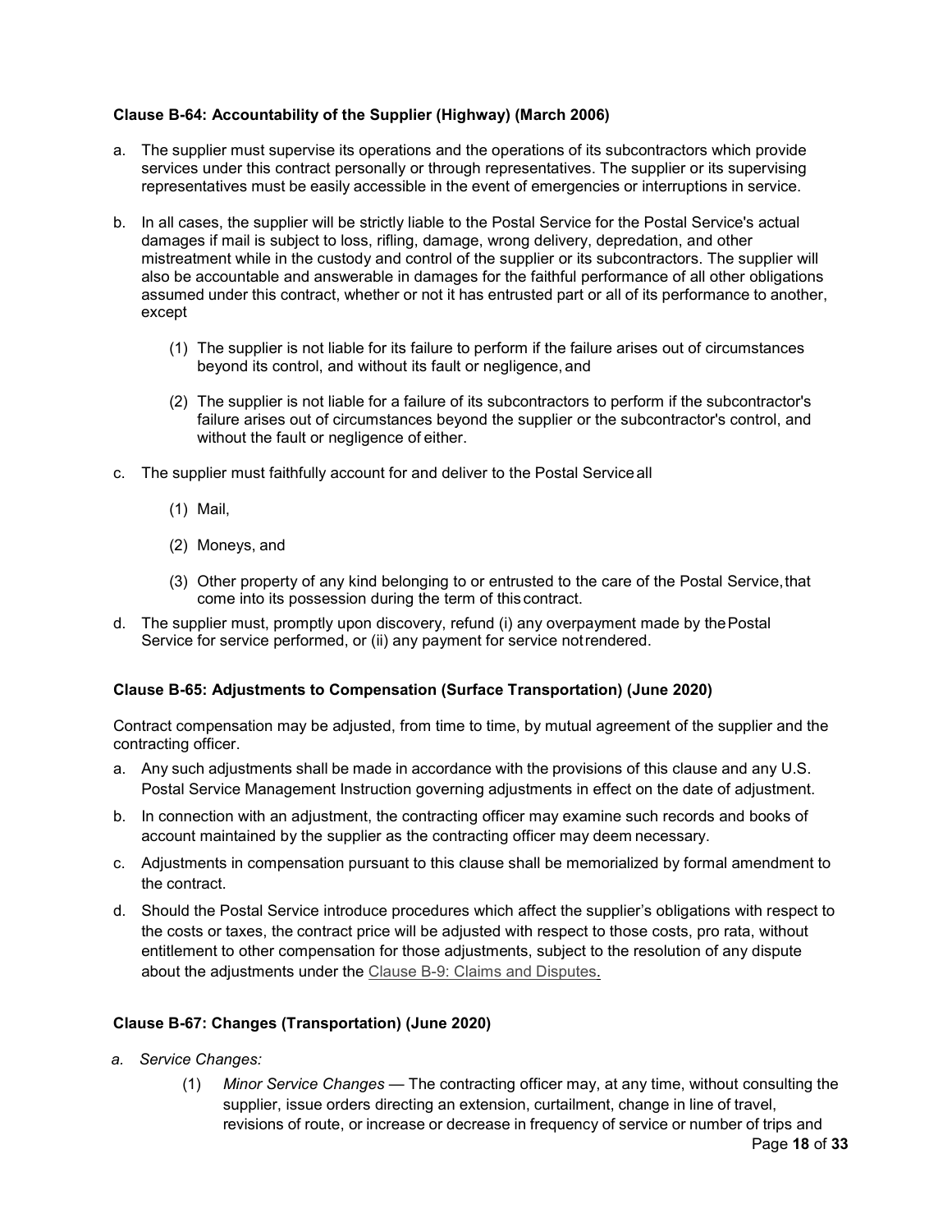**Clause B-64: Accountability of the Supplier (Highway) (March 2006)**

a. The supplier must supervise its operations and the operations of its subcontractors which provide services under this contract personally or through representatives. The supplier or its supervising representatives must be easily accessible in the event of emergencies or interruptions in service.

b. In all cases, the supplier will be strictly liable to the Postal Service for the Postal Service's actual damages if mail is subject to loss, rifling, damage, wrong delivery, depredation, and other mistreatment while in the custody and control of the supplier or its subcontractors. The supplier will also be accountable and answerable in damages for the faithful performance of all other obligations assumed under this contract, whether or not it has entrusted part or all of its performance to another, except

    (1) The supplier is not liable for its failure to perform if the failure arises out of circumstances beyond its control, and without its fault or negligence, and

    (2) The supplier is not liable for a failure of its subcontractors to perform if the subcontractor's failure arises out of circumstances beyond the supplier or the subcontractor's control, and without the fault or negligence of either.

c. The supplier must faithfully account for and deliver to the Postal Service all

    (1) Mail,

    (2) Moneys, and

    (3) Other property of any kind belonging to or entrusted to the care of the Postal Service, that come into its possession during the term of this contract.

d. The supplier must, promptly upon discovery, refund (i) any overpayment made by the Postal Service for service performed, or (ii) any payment for service not rendered.

**Clause B-65: Adjustments to Compensation (Surface Transportation) (June 2020)**

Contract compensation may be adjusted, from time to time, by mutual agreement of the supplier and the contracting officer.

a. Any such adjustments shall be made in accordance with the provisions of this clause and any U.S. Postal Service Management Instruction governing adjustments in effect on the date of adjustment.

b. In connection with an adjustment, the contracting officer may examine such records and books of account maintained by the supplier as the contracting officer may deem necessary.

c. Adjustments in compensation pursuant to this clause shall be memorialized by formal amendment to the contract.

d. Should the Postal Service introduce procedures which affect the supplier's obligations with respect to the costs or taxes, the contract price will be adjusted with respect to those costs, pro rata, without entitlement to other compensation for those adjustments, subject to the resolution of any dispute about the adjustments under the Clause B-9: Claims and Disputes.

**Clause B-67: Changes (Transportation) (June 2020)**

*a. Service Changes:*

    (1) *Minor Service Changes* — The contracting officer may, at any time, without consulting the supplier, issue orders directing an extension, curtailment, change in line of travel, revisions of route, or increase or decrease in frequency of service or number of trips and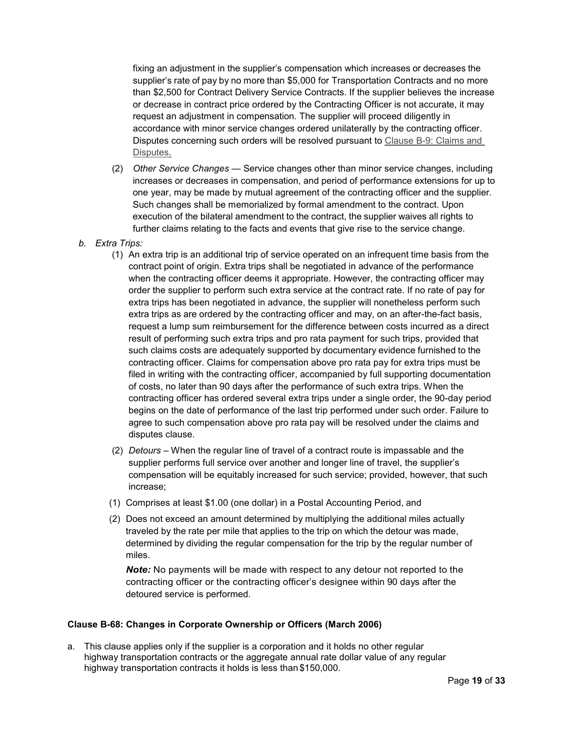fixing an adjustment in the supplier's compensation which increases or decreases the supplier's rate of pay by no more than $5,000 for Transportation Contracts and no more than $2,500 for Contract Delivery Service Contracts. If the supplier believes the increase or decrease in contract price ordered by the Contracting Officer is not accurate, it may request an adjustment in compensation. The supplier will proceed diligently in accordance with minor service changes ordered unilaterally by the contracting officer. Disputes concerning such orders will be resolved pursuant to Clause B-9: Claims and Disputes.

(2) *Other Service Changes* — Service changes other than minor service changes, including increases or decreases in compensation, and period of performance extensions for up to one year, may be made by mutual agreement of the contracting officer and the supplier. Such changes shall be memorialized by formal amendment to the contract. Upon execution of the bilateral amendment to the contract, the supplier waives all rights to further claims relating to the facts and events that give rise to the service change.

*b. Extra Trips:*

(1) An extra trip is an additional trip of service operated on an infrequent time basis from the contract point of origin. Extra trips shall be negotiated in advance of the performance when the contracting officer deems it appropriate. However, the contracting officer may order the supplier to perform such extra service at the contract rate. If no rate of pay for extra trips has been negotiated in advance, the supplier will nonetheless perform such extra trips as are ordered by the contracting officer and may, on an after-the-fact basis, request a lump sum reimbursement for the difference between costs incurred as a direct result of performing such extra trips and pro rata payment for such trips, provided that such claims costs are adequately supported by documentary evidence furnished to the contracting officer. Claims for compensation above pro rata pay for extra trips must be filed in writing with the contracting officer, accompanied by full supporting documentation of costs, no later than 90 days after the performance of such extra trips. When the contracting officer has ordered several extra trips under a single order, the 90-day period begins on the date of performance of the last trip performed under such order. Failure to agree to such compensation above pro rata pay will be resolved under the claims and disputes clause.

(2) *Detours* – When the regular line of travel of a contract route is impassable and the supplier performs full service over another and longer line of travel, the supplier's compensation will be equitably increased for such service; provided, however, that such increase;

(1) Comprises at least $1.00 (one dollar) in a Postal Accounting Period, and

(2) Does not exceed an amount determined by multiplying the additional miles actually traveled by the rate per mile that applies to the trip on which the detour was made, determined by dividing the regular compensation for the trip by the regular number of miles.

***Note:*** No payments will be made with respect to any detour not reported to the contracting officer or the contracting officer's designee within 90 days after the detoured service is performed.

**Clause B-68: Changes in Corporate Ownership or Officers (March 2006)**

a. This clause applies only if the supplier is a corporation and it holds no other regular highway transportation contracts or the aggregate annual rate dollar value of any regular highway transportation contracts it holds is less than $150,000.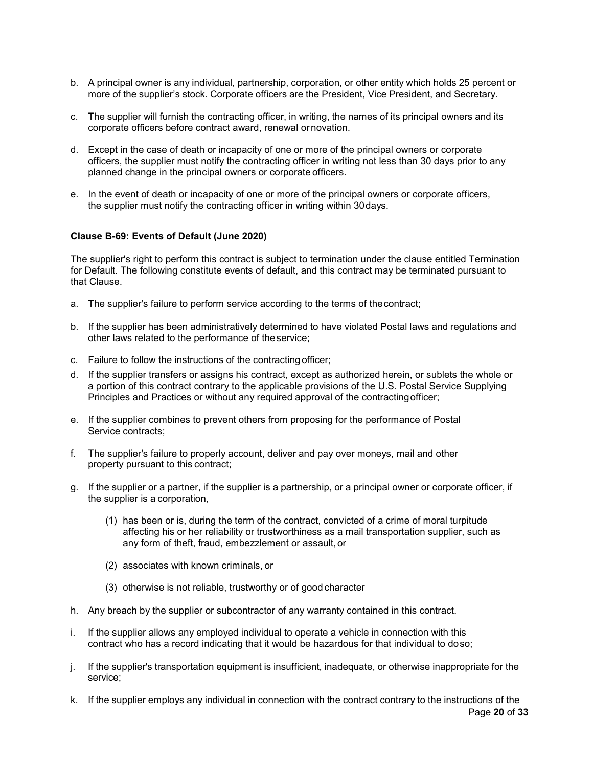b. A principal owner is any individual, partnership, corporation, or other entity which holds 25 percent or more of the supplier's stock. Corporate officers are the President, Vice President, and Secretary.

c. The supplier will furnish the contracting officer, in writing, the names of its principal owners and its corporate officers before contract award, renewal or novation.

d. Except in the case of death or incapacity of one or more of the principal owners or corporate officers, the supplier must notify the contracting officer in writing not less than 30 days prior to any planned change in the principal owners or corporate officers.

e. In the event of death or incapacity of one or more of the principal owners or corporate officers, the supplier must notify the contracting officer in writing within 30 days.

**Clause B-69: Events of Default (June 2020)**

The supplier's right to perform this contract is subject to termination under the clause entitled Termination for Default. The following constitute events of default, and this contract may be terminated pursuant to that Clause.

a. The supplier's failure to perform service according to the terms of the contract;

b. If the supplier has been administratively determined to have violated Postal laws and regulations and other laws related to the performance of the service;

c. Failure to follow the instructions of the contracting officer;

d. If the supplier transfers or assigns his contract, except as authorized herein, or sublets the whole or a portion of this contract contrary to the applicable provisions of the U.S. Postal Service Supplying Principles and Practices or without any required approval of the contracting officer;

e. If the supplier combines to prevent others from proposing for the performance of Postal Service contracts;

f. The supplier's failure to properly account, deliver and pay over moneys, mail and other property pursuant to this contract;

g. If the supplier or a partner, if the supplier is a partnership, or a principal owner or corporate officer, if the supplier is a corporation,

    (1) has been or is, during the term of the contract, convicted of a crime of moral turpitude affecting his or her reliability or trustworthiness as a mail transportation supplier, such as any form of theft, fraud, embezzlement or assault, or

    (2) associates with known criminals, or

    (3) otherwise is not reliable, trustworthy or of good character

h. Any breach by the supplier or subcontractor of any warranty contained in this contract.

i. If the supplier allows any employed individual to operate a vehicle in connection with this contract who has a record indicating that it would be hazardous for that individual to do so;

j. If the supplier's transportation equipment is insufficient, inadequate, or otherwise inappropriate for the service;

k. If the supplier employs any individual in connection with the contract contrary to the instructions of the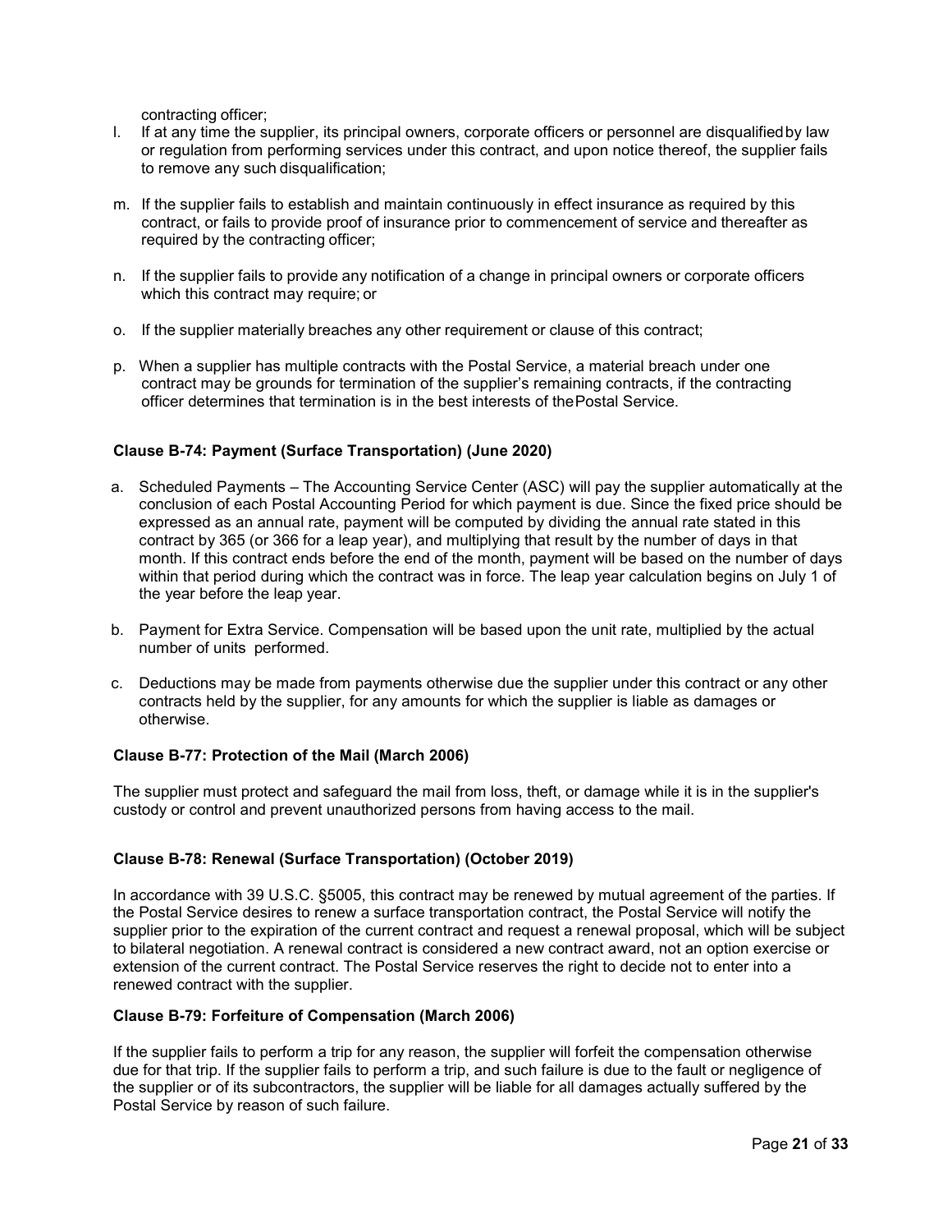contracting officer;

l. If at any time the supplier, its principal owners, corporate officers or personnel are disqualified by law or regulation from performing services under this contract, and upon notice thereof, the supplier fails to remove any such disqualification;

m. If the supplier fails to establish and maintain continuously in effect insurance as required by this contract, or fails to provide proof of insurance prior to commencement of service and thereafter as required by the contracting officer;

n. If the supplier fails to provide any notification of a change in principal owners or corporate officers which this contract may require; or

o. If the supplier materially breaches any other requirement or clause of this contract;

p. When a supplier has multiple contracts with the Postal Service, a material breach under one contract may be grounds for termination of the supplier's remaining contracts, if the contracting officer determines that termination is in the best interests of the Postal Service.

**Clause B-74: Payment (Surface Transportation) (June 2020)**

a. Scheduled Payments – The Accounting Service Center (ASC) will pay the supplier automatically at the conclusion of each Postal Accounting Period for which payment is due. Since the fixed price should be expressed as an annual rate, payment will be computed by dividing the annual rate stated in this contract by 365 (or 366 for a leap year), and multiplying that result by the number of days in that month. If this contract ends before the end of the month, payment will be based on the number of days within that period during which the contract was in force. The leap year calculation begins on July 1 of the year before the leap year.

b. Payment for Extra Service. Compensation will be based upon the unit rate, multiplied by the actual number of units performed.

c. Deductions may be made from payments otherwise due the supplier under this contract or any other contracts held by the supplier, for any amounts for which the supplier is liable as damages or otherwise.

**Clause B-77: Protection of the Mail (March 2006)**

The supplier must protect and safeguard the mail from loss, theft, or damage while it is in the supplier's custody or control and prevent unauthorized persons from having access to the mail.

**Clause B-78: Renewal (Surface Transportation) (October 2019)**

In accordance with 39 U.S.C. §5005, this contract may be renewed by mutual agreement of the parties. If the Postal Service desires to renew a surface transportation contract, the Postal Service will notify the supplier prior to the expiration of the current contract and request a renewal proposal, which will be subject to bilateral negotiation. A renewal contract is considered a new contract award, not an option exercise or extension of the current contract. The Postal Service reserves the right to decide not to enter into a renewed contract with the supplier.

**Clause B-79: Forfeiture of Compensation (March 2006)**

If the supplier fails to perform a trip for any reason, the supplier will forfeit the compensation otherwise due for that trip. If the supplier fails to perform a trip, and such failure is due to the fault or negligence of the supplier or of its subcontractors, the supplier will be liable for all damages actually suffered by the Postal Service by reason of such failure.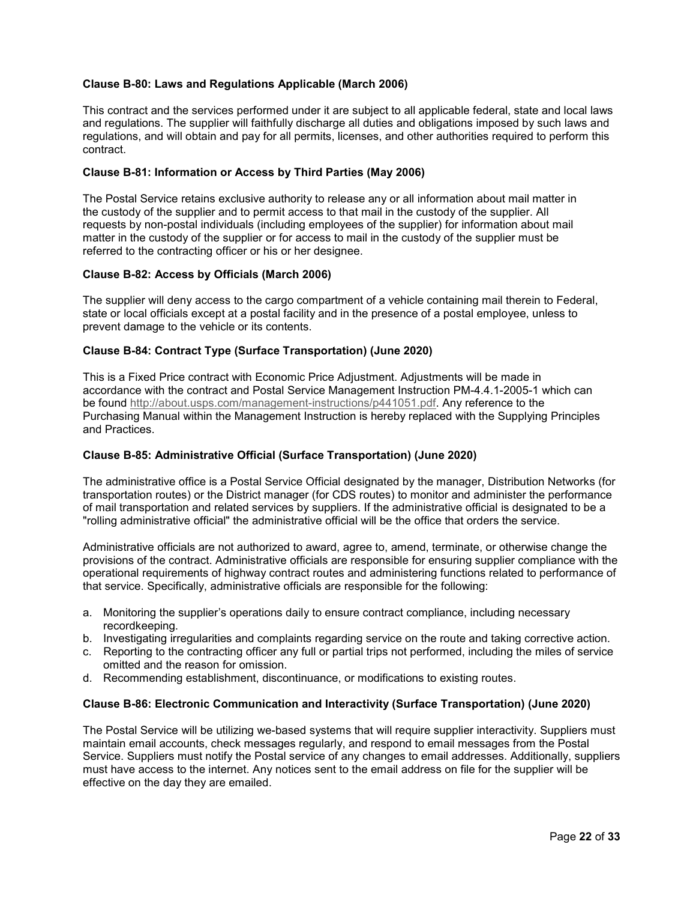**Clause B-80: Laws and Regulations Applicable (March 2006)**

This contract and the services performed under it are subject to all applicable federal, state and local laws and regulations. The supplier will faithfully discharge all duties and obligations imposed by such laws and regulations, and will obtain and pay for all permits, licenses, and other authorities required to perform this contract.

**Clause B-81: Information or Access by Third Parties (May 2006)**

The Postal Service retains exclusive authority to release any or all information about mail matter in the custody of the supplier and to permit access to that mail in the custody of the supplier. All requests by non-postal individuals (including employees of the supplier) for information about mail matter in the custody of the supplier or for access to mail in the custody of the supplier must be referred to the contracting officer or his or her designee.

**Clause B-82: Access by Officials (March 2006)**

The supplier will deny access to the cargo compartment of a vehicle containing mail therein to Federal, state or local officials except at a postal facility and in the presence of a postal employee, unless to prevent damage to the vehicle or its contents.

**Clause B-84: Contract Type (Surface Transportation) (June 2020)**

This is a Fixed Price contract with Economic Price Adjustment. Adjustments will be made in accordance with the contract and Postal Service Management Instruction PM-4.4.1-2005-1 which can be found http://about.usps.com/management-instructions/p441051.pdf. Any reference to the Purchasing Manual within the Management Instruction is hereby replaced with the Supplying Principles and Practices.

**Clause B-85: Administrative Official (Surface Transportation) (June 2020)**

The administrative office is a Postal Service Official designated by the manager, Distribution Networks (for transportation routes) or the District manager (for CDS routes) to monitor and administer the performance of mail transportation and related services by suppliers. If the administrative official is designated to be a "rolling administrative official" the administrative official will be the office that orders the service.

Administrative officials are not authorized to award, agree to, amend, terminate, or otherwise change the provisions of the contract. Administrative officials are responsible for ensuring supplier compliance with the operational requirements of highway contract routes and administering functions related to performance of that service. Specifically, administrative officials are responsible for the following:

a. Monitoring the supplier's operations daily to ensure contract compliance, including necessary recordkeeping.
b. Investigating irregularities and complaints regarding service on the route and taking corrective action.
c. Reporting to the contracting officer any full or partial trips not performed, including the miles of service omitted and the reason for omission.
d. Recommending establishment, discontinuance, or modifications to existing routes.

**Clause B-86: Electronic Communication and Interactivity (Surface Transportation) (June 2020)**

The Postal Service will be utilizing we-based systems that will require supplier interactivity. Suppliers must maintain email accounts, check messages regularly, and respond to email messages from the Postal Service. Suppliers must notify the Postal service of any changes to email addresses. Additionally, suppliers must have access to the internet. Any notices sent to the email address on file for the supplier will be effective on the day they are emailed.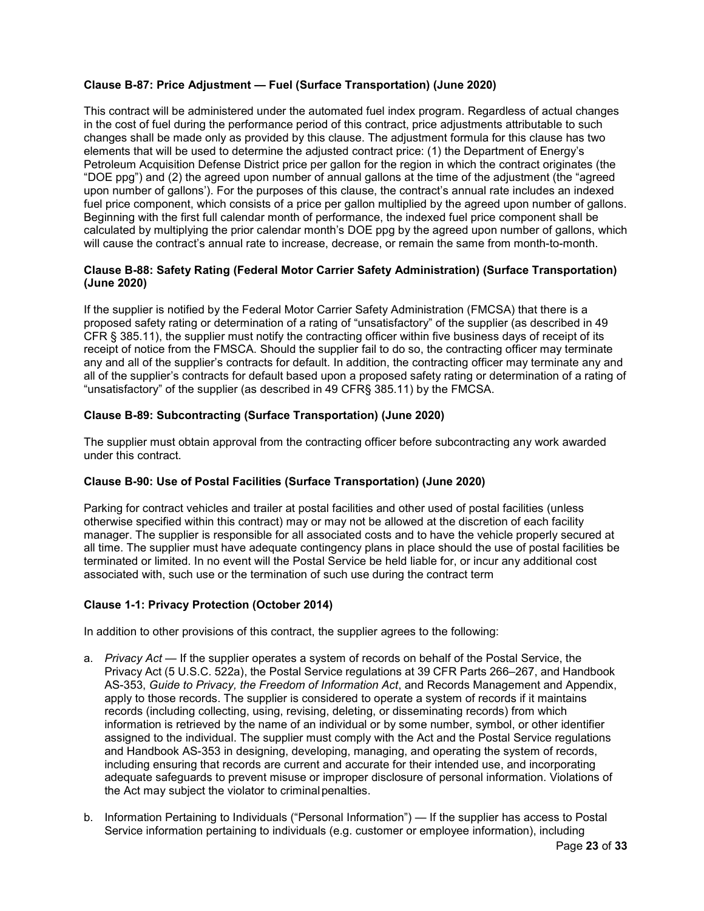**Clause B-87: Price Adjustment — Fuel (Surface Transportation) (June 2020)**

This contract will be administered under the automated fuel index program. Regardless of actual changes in the cost of fuel during the performance period of this contract, price adjustments attributable to such changes shall be made only as provided by this clause. The adjustment formula for this clause has two elements that will be used to determine the adjusted contract price: (1) the Department of Energy's Petroleum Acquisition Defense District price per gallon for the region in which the contract originates (the "DOE ppg") and (2) the agreed upon number of annual gallons at the time of the adjustment (the "agreed upon number of gallons'). For the purposes of this clause, the contract's annual rate includes an indexed fuel price component, which consists of a price per gallon multiplied by the agreed upon number of gallons. Beginning with the first full calendar month of performance, the indexed fuel price component shall be calculated by multiplying the prior calendar month's DOE ppg by the agreed upon number of gallons, which will cause the contract's annual rate to increase, decrease, or remain the same from month-to-month.

**Clause B-88: Safety Rating (Federal Motor Carrier Safety Administration) (Surface Transportation) (June 2020)**

If the supplier is notified by the Federal Motor Carrier Safety Administration (FMCSA) that there is a proposed safety rating or determination of a rating of "unsatisfactory" of the supplier (as described in 49 CFR § 385.11), the supplier must notify the contracting officer within five business days of receipt of its receipt of notice from the FMSCA. Should the supplier fail to do so, the contracting officer may terminate any and all of the supplier's contracts for default. In addition, the contracting officer may terminate any and all of the supplier's contracts for default based upon a proposed safety rating or determination of a rating of "unsatisfactory" of the supplier (as described in 49 CFR§ 385.11) by the FMCSA.

**Clause B-89: Subcontracting (Surface Transportation) (June 2020)**

The supplier must obtain approval from the contracting officer before subcontracting any work awarded under this contract.

**Clause B-90: Use of Postal Facilities (Surface Transportation) (June 2020)**

Parking for contract vehicles and trailer at postal facilities and other used of postal facilities (unless otherwise specified within this contract) may or may not be allowed at the discretion of each facility manager. The supplier is responsible for all associated costs and to have the vehicle properly secured at all time. The supplier must have adequate contingency plans in place should the use of postal facilities be terminated or limited. In no event will the Postal Service be held liable for, or incur any additional cost associated with, such use or the termination of such use during the contract term

**Clause 1-1: Privacy Protection (October 2014)**

In addition to other provisions of this contract, the supplier agrees to the following:

a. *Privacy Act* — If the supplier operates a system of records on behalf of the Postal Service, the Privacy Act (5 U.S.C. 522a), the Postal Service regulations at 39 CFR Parts 266–267, and Handbook AS-353, *Guide to Privacy, the Freedom of Information Act*, and Records Management and Appendix, apply to those records. The supplier is considered to operate a system of records if it maintains records (including collecting, using, revising, deleting, or disseminating records) from which information is retrieved by the name of an individual or by some number, symbol, or other identifier assigned to the individual. The supplier must comply with the Act and the Postal Service regulations and Handbook AS-353 in designing, developing, managing, and operating the system of records, including ensuring that records are current and accurate for their intended use, and incorporating adequate safeguards to prevent misuse or improper disclosure of personal information. Violations of the Act may subject the violator to criminal penalties.

b. Information Pertaining to Individuals ("Personal Information") — If the supplier has access to Postal Service information pertaining to individuals (e.g. customer or employee information), including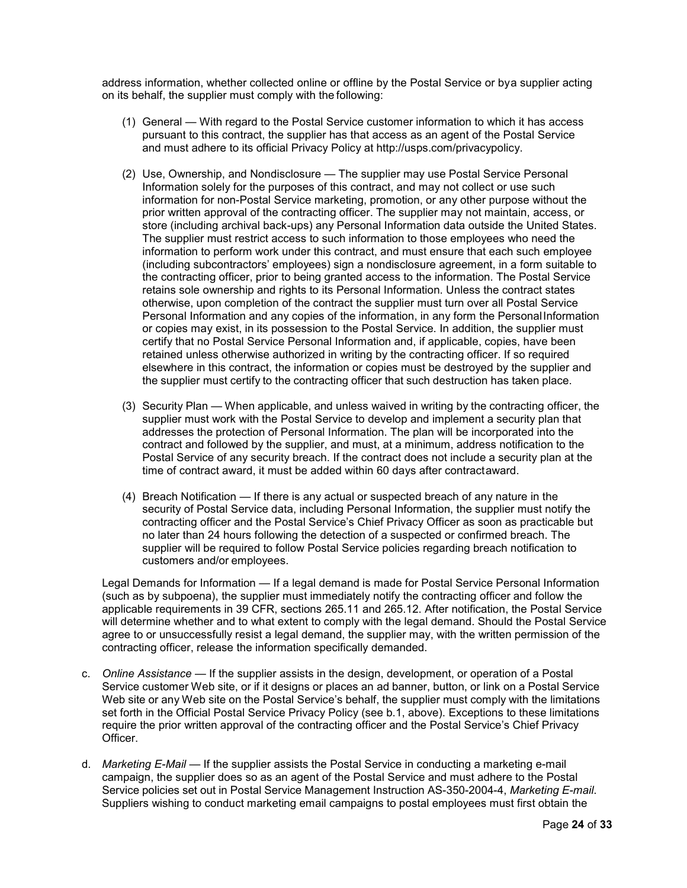address information, whether collected online or offline by the Postal Service or bya supplier acting on its behalf, the supplier must comply with the following:

(1) General — With regard to the Postal Service customer information to which it has access pursuant to this contract, the supplier has that access as an agent of the Postal Service and must adhere to its official Privacy Policy at http://usps.com/privacypolicy.

(2) Use, Ownership, and Nondisclosure — The supplier may use Postal Service Personal Information solely for the purposes of this contract, and may not collect or use such information for non-Postal Service marketing, promotion, or any other purpose without the prior written approval of the contracting officer. The supplier may not maintain, access, or store (including archival back-ups) any Personal Information data outside the United States. The supplier must restrict access to such information to those employees who need the information to perform work under this contract, and must ensure that each such employee (including subcontractors' employees) sign a nondisclosure agreement, in a form suitable to the contracting officer, prior to being granted access to the information. The Postal Service retains sole ownership and rights to its Personal Information. Unless the contract states otherwise, upon completion of the contract the supplier must turn over all Postal Service Personal Information and any copies of the information, in any form the Personal Information or copies may exist, in its possession to the Postal Service. In addition, the supplier must certify that no Postal Service Personal Information and, if applicable, copies, have been retained unless otherwise authorized in writing by the contracting officer. If so required elsewhere in this contract, the information or copies must be destroyed by the supplier and the supplier must certify to the contracting officer that such destruction has taken place.

(3) Security Plan — When applicable, and unless waived in writing by the contracting officer, the supplier must work with the Postal Service to develop and implement a security plan that addresses the protection of Personal Information. The plan will be incorporated into the contract and followed by the supplier, and must, at a minimum, address notification to the Postal Service of any security breach. If the contract does not include a security plan at the time of contract award, it must be added within 60 days after contract award.

(4) Breach Notification — If there is any actual or suspected breach of any nature in the security of Postal Service data, including Personal Information, the supplier must notify the contracting officer and the Postal Service's Chief Privacy Officer as soon as practicable but no later than 24 hours following the detection of a suspected or confirmed breach. The supplier will be required to follow Postal Service policies regarding breach notification to customers and/or employees.

Legal Demands for Information — If a legal demand is made for Postal Service Personal Information (such as by subpoena), the supplier must immediately notify the contracting officer and follow the applicable requirements in 39 CFR, sections 265.11 and 265.12. After notification, the Postal Service will determine whether and to what extent to comply with the legal demand. Should the Postal Service agree to or unsuccessfully resist a legal demand, the supplier may, with the written permission of the contracting officer, release the information specifically demanded.

c. *Online Assistance* — If the supplier assists in the design, development, or operation of a Postal Service customer Web site, or if it designs or places an ad banner, button, or link on a Postal Service Web site or any Web site on the Postal Service's behalf, the supplier must comply with the limitations set forth in the Official Postal Service Privacy Policy (see b.1, above). Exceptions to these limitations require the prior written approval of the contracting officer and the Postal Service's Chief Privacy Officer.

d. *Marketing E-Mail* — If the supplier assists the Postal Service in conducting a marketing e-mail campaign, the supplier does so as an agent of the Postal Service and must adhere to the Postal Service policies set out in Postal Service Management Instruction AS-350-2004-4, *Marketing E-mail*. Suppliers wishing to conduct marketing email campaigns to postal employees must first obtain the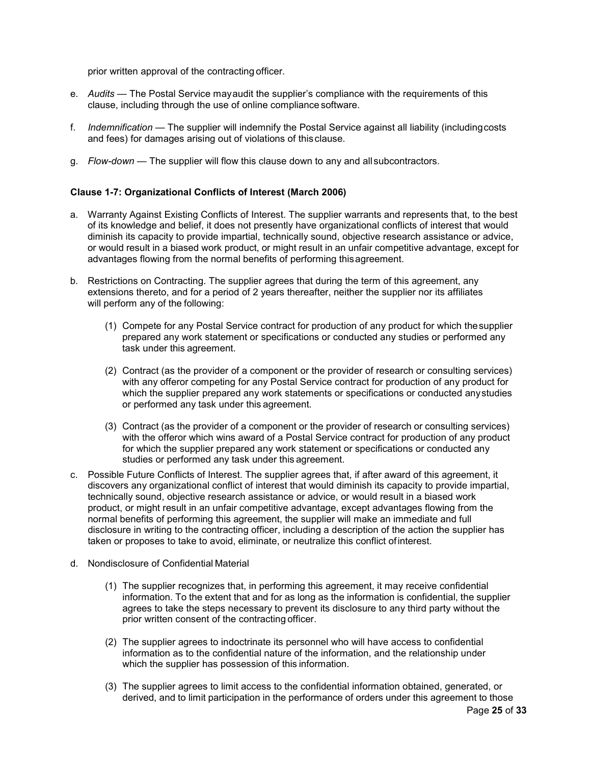prior written approval of the contracting officer.

e. *Audits* — The Postal Service may audit the supplier's compliance with the requirements of this clause, including through the use of online compliance software.

f. *Indemnification* — The supplier will indemnify the Postal Service against all liability (including costs and fees) for damages arising out of violations of this clause.

g. *Flow-down* — The supplier will flow this clause down to any and all subcontractors.

**Clause 1-7: Organizational Conflicts of Interest (March 2006)**

a. Warranty Against Existing Conflicts of Interest. The supplier warrants and represents that, to the best of its knowledge and belief, it does not presently have organizational conflicts of interest that would diminish its capacity to provide impartial, technically sound, objective research assistance or advice, or would result in a biased work product, or might result in an unfair competitive advantage, except for advantages flowing from the normal benefits of performing this agreement.

b. Restrictions on Contracting. The supplier agrees that during the term of this agreement, any extensions thereto, and for a period of 2 years thereafter, neither the supplier nor its affiliates will perform any of the following:

   (1) Compete for any Postal Service contract for production of any product for which the supplier prepared any work statement or specifications or conducted any studies or performed any task under this agreement.

   (2) Contract (as the provider of a component or the provider of research or consulting services) with any offeror competing for any Postal Service contract for production of any product for which the supplier prepared any work statements or specifications or conducted any studies or performed any task under this agreement.

   (3) Contract (as the provider of a component or the provider of research or consulting services) with the offeror which wins award of a Postal Service contract for production of any product for which the supplier prepared any work statement or specifications or conducted any studies or performed any task under this agreement.

c. Possible Future Conflicts of Interest. The supplier agrees that, if after award of this agreement, it discovers any organizational conflict of interest that would diminish its capacity to provide impartial, technically sound, objective research assistance or advice, or would result in a biased work product, or might result in an unfair competitive advantage, except advantages flowing from the normal benefits of performing this agreement, the supplier will make an immediate and full disclosure in writing to the contracting officer, including a description of the action the supplier has taken or proposes to take to avoid, eliminate, or neutralize this conflict of interest.

d. Nondisclosure of Confidential Material

   (1) The supplier recognizes that, in performing this agreement, it may receive confidential information. To the extent that and for as long as the information is confidential, the supplier agrees to take the steps necessary to prevent its disclosure to any third party without the prior written consent of the contracting officer.

   (2) The supplier agrees to indoctrinate its personnel who will have access to confidential information as to the confidential nature of the information, and the relationship under which the supplier has possession of this information.

   (3) The supplier agrees to limit access to the confidential information obtained, generated, or derived, and to limit participation in the performance of orders under this agreement to those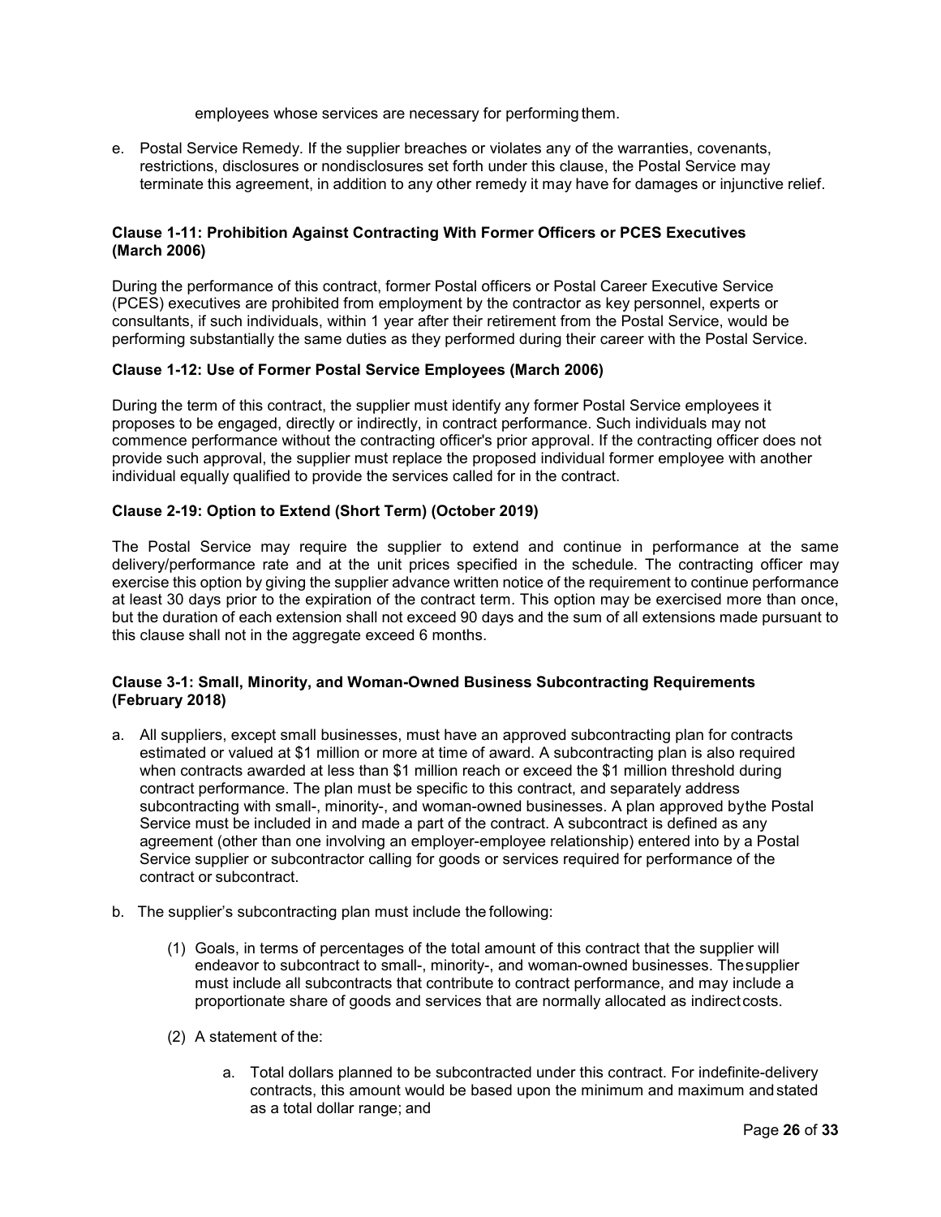employees whose services are necessary for performing them.

e. Postal Service Remedy. If the supplier breaches or violates any of the warranties, covenants, restrictions, disclosures or nondisclosures set forth under this clause, the Postal Service may terminate this agreement, in addition to any other remedy it may have for damages or injunctive relief.

**Clause 1-11: Prohibition Against Contracting With Former Officers or PCES Executives (March 2006)**

During the performance of this contract, former Postal officers or Postal Career Executive Service (PCES) executives are prohibited from employment by the contractor as key personnel, experts or consultants, if such individuals, within 1 year after their retirement from the Postal Service, would be performing substantially the same duties as they performed during their career with the Postal Service.

**Clause 1-12: Use of Former Postal Service Employees (March 2006)**

During the term of this contract, the supplier must identify any former Postal Service employees it proposes to be engaged, directly or indirectly, in contract performance. Such individuals may not commence performance without the contracting officer's prior approval. If the contracting officer does not provide such approval, the supplier must replace the proposed individual former employee with another individual equally qualified to provide the services called for in the contract.

**Clause 2-19: Option to Extend (Short Term) (October 2019)**

The Postal Service may require the supplier to extend and continue in performance at the same delivery/performance rate and at the unit prices specified in the schedule. The contracting officer may exercise this option by giving the supplier advance written notice of the requirement to continue performance at least 30 days prior to the expiration of the contract term. This option may be exercised more than once, but the duration of each extension shall not exceed 90 days and the sum of all extensions made pursuant to this clause shall not in the aggregate exceed 6 months.

**Clause 3-1: Small, Minority, and Woman-Owned Business Subcontracting Requirements (February 2018)**

a. All suppliers, except small businesses, must have an approved subcontracting plan for contracts estimated or valued at $1 million or more at time of award. A subcontracting plan is also required when contracts awarded at less than $1 million reach or exceed the $1 million threshold during contract performance. The plan must be specific to this contract, and separately address subcontracting with small-, minority-, and woman-owned businesses. A plan approved by the Postal Service must be included in and made a part of the contract. A subcontract is defined as any agreement (other than one involving an employer-employee relationship) entered into by a Postal Service supplier or subcontractor calling for goods or services required for performance of the contract or subcontract.

b. The supplier's subcontracting plan must include the following:

   (1) Goals, in terms of percentages of the total amount of this contract that the supplier will endeavor to subcontract to small-, minority-, and woman-owned businesses. The supplier must include all subcontracts that contribute to contract performance, and may include a proportionate share of goods and services that are normally allocated as indirect costs.

   (2) A statement of the:

      a. Total dollars planned to be subcontracted under this contract. For indefinite-delivery contracts, this amount would be based upon the minimum and maximum and stated as a total dollar range; and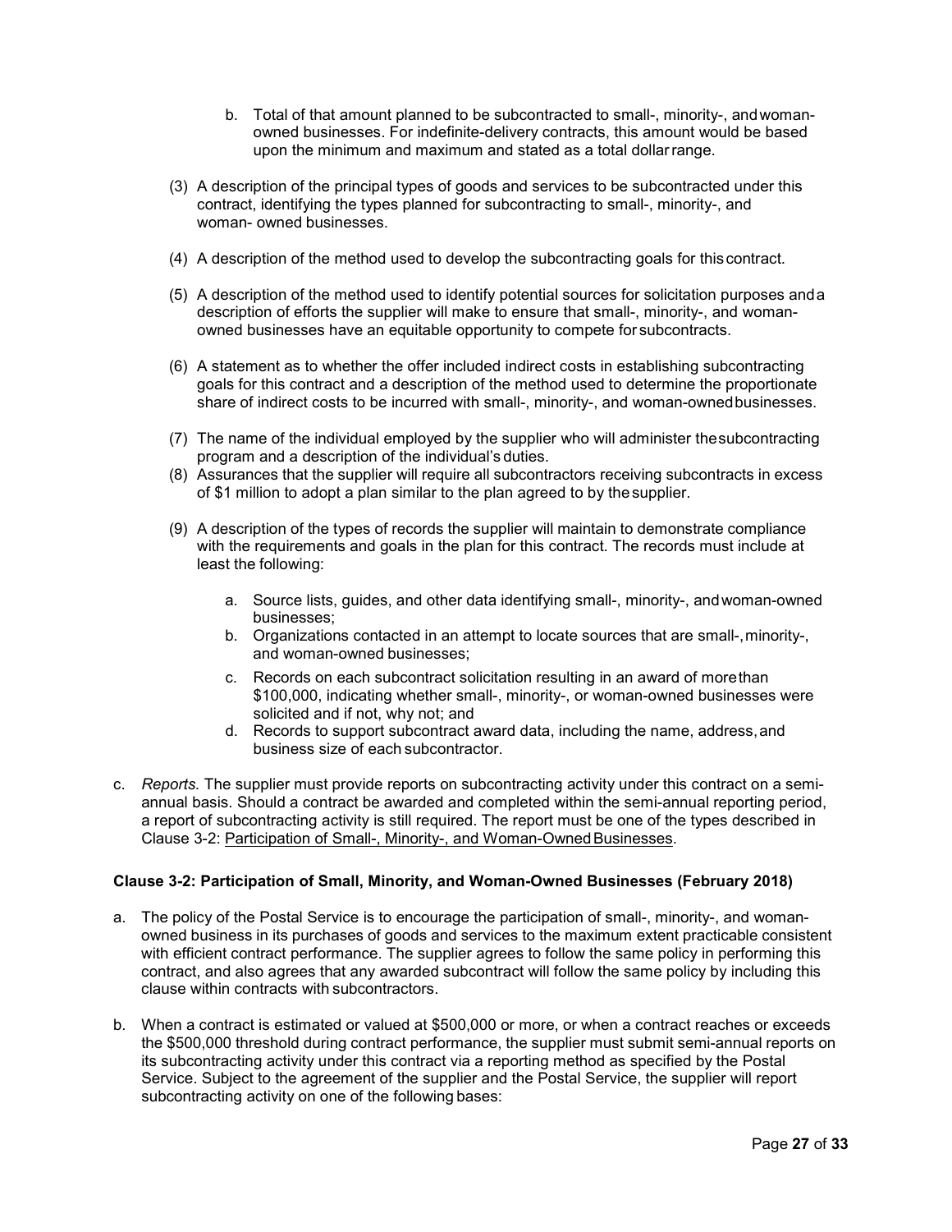b. Total of that amount planned to be subcontracted to small-, minority-, and woman-owned businesses. For indefinite-delivery contracts, this amount would be based upon the minimum and maximum and stated as a total dollar range.

(3) A description of the principal types of goods and services to be subcontracted under this contract, identifying the types planned for subcontracting to small-, minority-, and woman- owned businesses.

(4) A description of the method used to develop the subcontracting goals for this contract.

(5) A description of the method used to identify potential sources for solicitation purposes and a description of efforts the supplier will make to ensure that small-, minority-, and woman-owned businesses have an equitable opportunity to compete for subcontracts.

(6) A statement as to whether the offer included indirect costs in establishing subcontracting goals for this contract and a description of the method used to determine the proportionate share of indirect costs to be incurred with small-, minority-, and woman-owned businesses.

(7) The name of the individual employed by the supplier who will administer the subcontracting program and a description of the individual's duties.

(8) Assurances that the supplier will require all subcontractors receiving subcontracts in excess of $1 million to adopt a plan similar to the plan agreed to by the supplier.

(9) A description of the types of records the supplier will maintain to demonstrate compliance with the requirements and goals in the plan for this contract. The records must include at least the following:

   a. Source lists, guides, and other data identifying small-, minority-, and woman-owned businesses;
   b. Organizations contacted in an attempt to locate sources that are small-, minority-, and woman-owned businesses;
   c. Records on each subcontract solicitation resulting in an award of more than $100,000, indicating whether small-, minority-, or woman-owned businesses were solicited and if not, why not; and
   d. Records to support subcontract award data, including the name, address, and business size of each subcontractor.

c. *Reports.* The supplier must provide reports on subcontracting activity under this contract on a semi-annual basis. Should a contract be awarded and completed within the semi-annual reporting period, a report of subcontracting activity is still required. The report must be one of the types described in Clause 3-2: Participation of Small-, Minority-, and Woman-Owned Businesses.

**Clause 3-2: Participation of Small, Minority, and Woman-Owned Businesses (February 2018)**

a. The policy of the Postal Service is to encourage the participation of small-, minority-, and woman-owned business in its purchases of goods and services to the maximum extent practicable consistent with efficient contract performance. The supplier agrees to follow the same policy in performing this contract, and also agrees that any awarded subcontract will follow the same policy by including this clause within contracts with subcontractors.

b. When a contract is estimated or valued at $500,000 or more, or when a contract reaches or exceeds the $500,000 threshold during contract performance, the supplier must submit semi-annual reports on its subcontracting activity under this contract via a reporting method as specified by the Postal Service. Subject to the agreement of the supplier and the Postal Service, the supplier will report subcontracting activity on one of the following bases: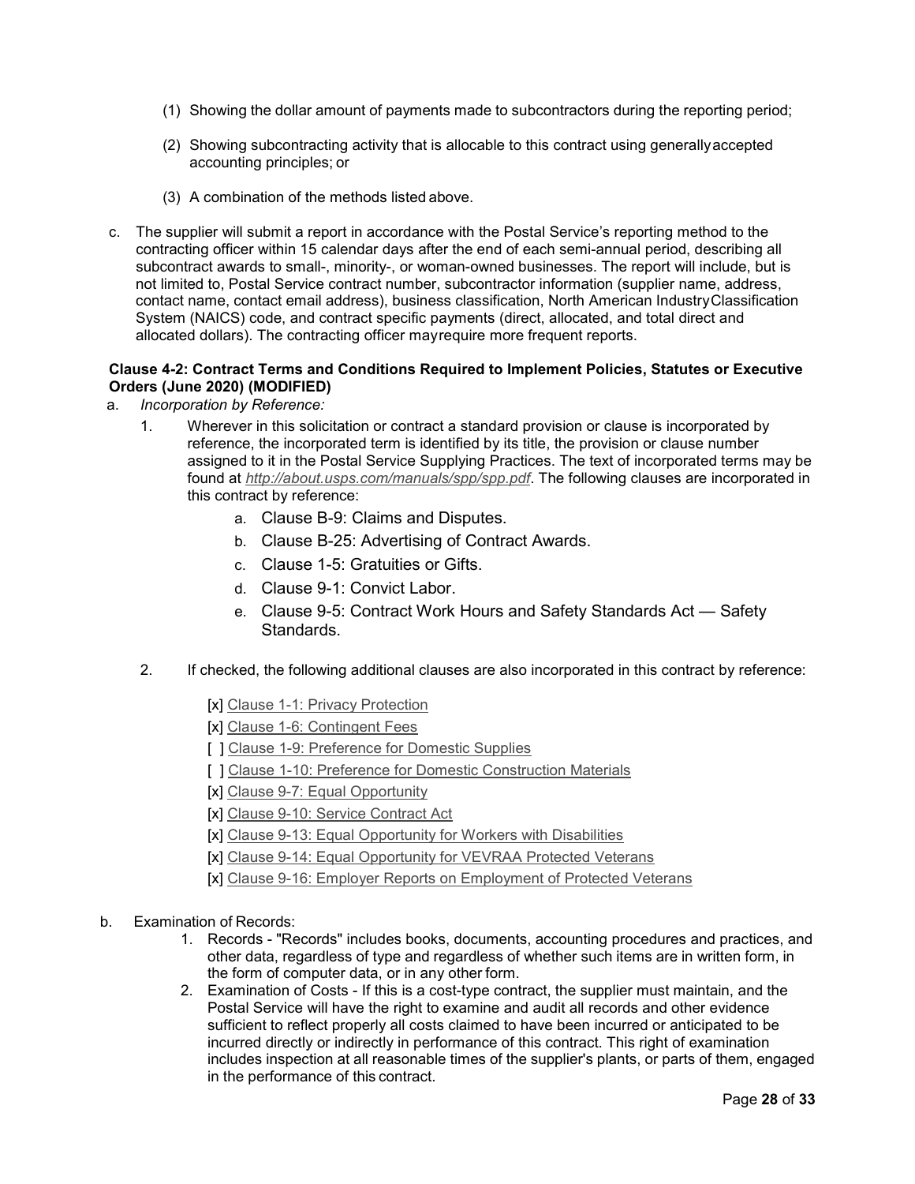(1) Showing the dollar amount of payments made to subcontractors during the reporting period;

(2) Showing subcontracting activity that is allocable to this contract using generally accepted accounting principles; or

(3) A combination of the methods listed above.

c. The supplier will submit a report in accordance with the Postal Service's reporting method to the contracting officer within 15 calendar days after the end of each semi-annual period, describing all subcontract awards to small-, minority-, or woman-owned businesses. The report will include, but is not limited to, Postal Service contract number, subcontractor information (supplier name, address, contact name, contact email address), business classification, North American Industry Classification System (NAICS) code, and contract specific payments (direct, allocated, and total direct and allocated dollars). The contracting officer may require more frequent reports.

**Clause 4-2: Contract Terms and Conditions Required to Implement Policies, Statutes or Executive Orders (June 2020) (MODIFIED)**

a. *Incorporation by Reference:*

1. Wherever in this solicitation or contract a standard provision or clause is incorporated by reference, the incorporated term is identified by its title, the provision or clause number assigned to it in the Postal Service Supplying Practices. The text of incorporated terms may be found at *http://about.usps.com/manuals/spp/spp.pdf*. The following clauses are incorporated in this contract by reference:
    a. Clause B-9: Claims and Disputes.
    b. Clause B-25: Advertising of Contract Awards.
    c. Clause 1-5: Gratuities or Gifts.
    d. Clause 9-1: Convict Labor.
    e. Clause 9-5: Contract Work Hours and Safety Standards Act — Safety Standards.

2. If checked, the following additional clauses are also incorporated in this contract by reference:

    [x] Clause 1-1: Privacy Protection
    [x] Clause 1-6: Contingent Fees
    [ ] Clause 1-9: Preference for Domestic Supplies
    [ ] Clause 1-10: Preference for Domestic Construction Materials
    [x] Clause 9-7: Equal Opportunity
    [x] Clause 9-10: Service Contract Act
    [x] Clause 9-13: Equal Opportunity for Workers with Disabilities
    [x] Clause 9-14: Equal Opportunity for VEVRAA Protected Veterans
    [x] Clause 9-16: Employer Reports on Employment of Protected Veterans

b. Examination of Records:

1. Records - "Records" includes books, documents, accounting procedures and practices, and other data, regardless of type and regardless of whether such items are in written form, in the form of computer data, or in any other form.
2. Examination of Costs - If this is a cost-type contract, the supplier must maintain, and the Postal Service will have the right to examine and audit all records and other evidence sufficient to reflect properly all costs claimed to have been incurred or anticipated to be incurred directly or indirectly in performance of this contract. This right of examination includes inspection at all reasonable times of the supplier's plants, or parts of them, engaged in the performance of this contract.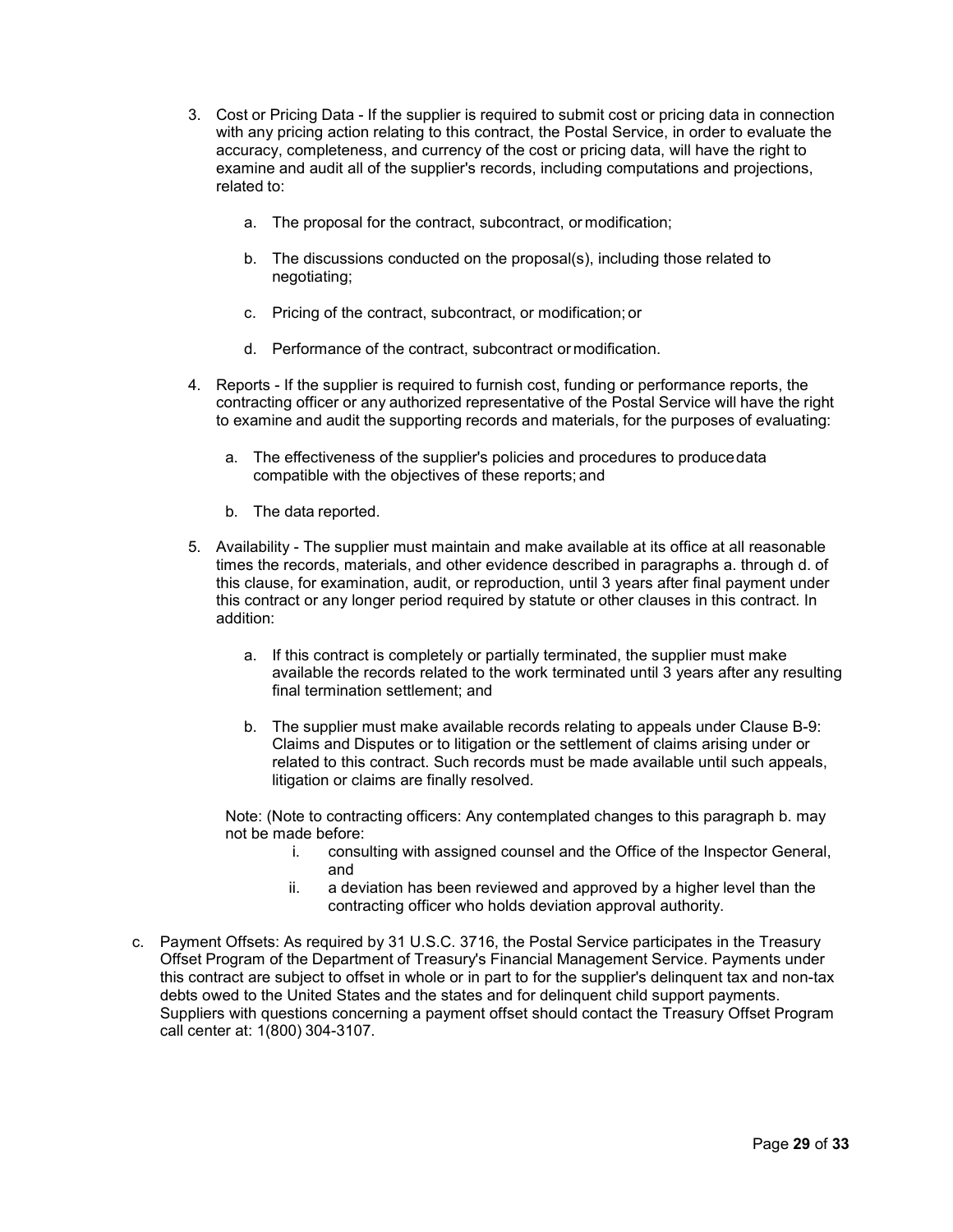3. Cost or Pricing Data - If the supplier is required to submit cost or pricing data in connection with any pricing action relating to this contract, the Postal Service, in order to evaluate the accuracy, completeness, and currency of the cost or pricing data, will have the right to examine and audit all of the supplier's records, including computations and projections, related to:

    a. The proposal for the contract, subcontract, or modification;

    b. The discussions conducted on the proposal(s), including those related to negotiating;

    c. Pricing of the contract, subcontract, or modification; or

    d. Performance of the contract, subcontract or modification.

4. Reports - If the supplier is required to furnish cost, funding or performance reports, the contracting officer or any authorized representative of the Postal Service will have the right to examine and audit the supporting records and materials, for the purposes of evaluating:

    a. The effectiveness of the supplier's policies and procedures to produce data compatible with the objectives of these reports; and

    b. The data reported.

5. Availability - The supplier must maintain and make available at its office at all reasonable times the records, materials, and other evidence described in paragraphs a. through d. of this clause, for examination, audit, or reproduction, until 3 years after final payment under this contract or any longer period required by statute or other clauses in this contract. In addition:

    a. If this contract is completely or partially terminated, the supplier must make available the records related to the work terminated until 3 years after any resulting final termination settlement; and

    b. The supplier must make available records relating to appeals under Clause B-9: Claims and Disputes or to litigation or the settlement of claims arising under or related to this contract. Such records must be made available until such appeals, litigation or claims are finally resolved.

    Note: (Note to contracting officers: Any contemplated changes to this paragraph b. may not be made before:

    i. consulting with assigned counsel and the Office of the Inspector General, and
    ii. a deviation has been reviewed and approved by a higher level than the contracting officer who holds deviation approval authority.

c. Payment Offsets: As required by 31 U.S.C. 3716, the Postal Service participates in the Treasury Offset Program of the Department of Treasury's Financial Management Service. Payments under this contract are subject to offset in whole or in part to for the supplier's delinquent tax and non-tax debts owed to the United States and the states and for delinquent child support payments. Suppliers with questions concerning a payment offset should contact the Treasury Offset Program call center at: 1(800) 304-3107.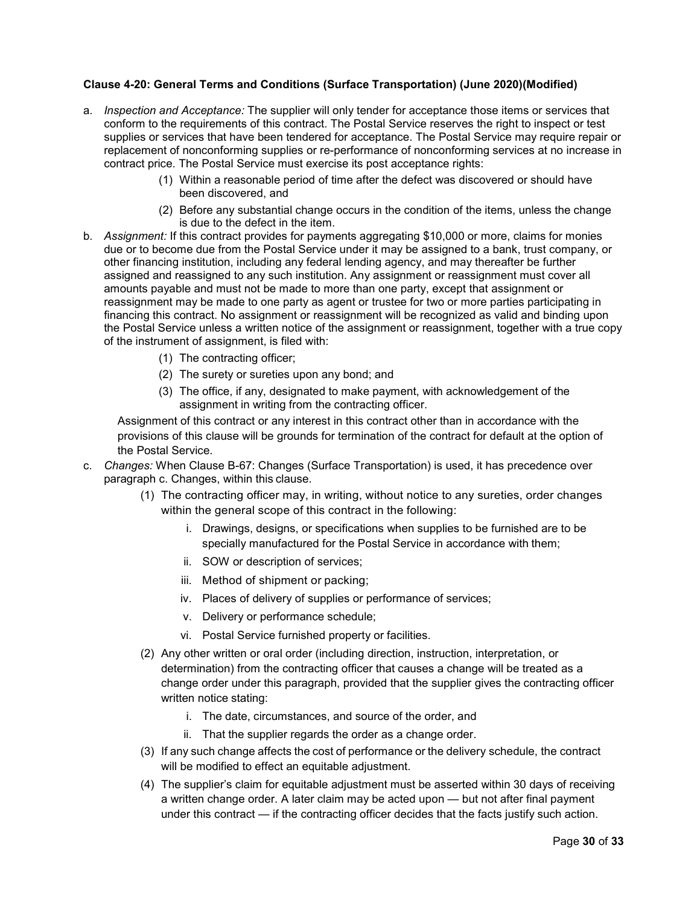**Clause 4-20: General Terms and Conditions (Surface Transportation) (June 2020)(Modified)**

a. *Inspection and Acceptance:* The supplier will only tender for acceptance those items or services that conform to the requirements of this contract. The Postal Service reserves the right to inspect or test supplies or services that have been tendered for acceptance. The Postal Service may require repair or replacement of nonconforming supplies or re-performance of nonconforming services at no increase in contract price. The Postal Service must exercise its post acceptance rights:

   (1) Within a reasonable period of time after the defect was discovered or should have been discovered, and

   (2) Before any substantial change occurs in the condition of the items, unless the change is due to the defect in the item.

b. *Assignment:* If this contract provides for payments aggregating $10,000 or more, claims for monies due or to become due from the Postal Service under it may be assigned to a bank, trust company, or other financing institution, including any federal lending agency, and may thereafter be further assigned and reassigned to any such institution. Any assignment or reassignment must cover all amounts payable and must not be made to more than one party, except that assignment or reassignment may be made to one party as agent or trustee for two or more parties participating in financing this contract. No assignment or reassignment will be recognized as valid and binding upon the Postal Service unless a written notice of the assignment or reassignment, together with a true copy of the instrument of assignment, is filed with:

   (1) The contracting officer;

   (2) The surety or sureties upon any bond; and

   (3) The office, if any, designated to make payment, with acknowledgement of the assignment in writing from the contracting officer.

   Assignment of this contract or any interest in this contract other than in accordance with the provisions of this clause will be grounds for termination of the contract for default at the option of the Postal Service.

c. *Changes:* When Clause B-67: Changes (Surface Transportation) is used, it has precedence over paragraph c. Changes, within this clause.

   (1) The contracting officer may, in writing, without notice to any sureties, order changes within the general scope of this contract in the following:

      i. Drawings, designs, or specifications when supplies to be furnished are to be specially manufactured for the Postal Service in accordance with them;

      ii. SOW or description of services;

      iii. Method of shipment or packing;

      iv. Places of delivery of supplies or performance of services;

      v. Delivery or performance schedule;

      vi. Postal Service furnished property or facilities.

   (2) Any other written or oral order (including direction, instruction, interpretation, or determination) from the contracting officer that causes a change will be treated as a change order under this paragraph, provided that the supplier gives the contracting officer written notice stating:

      i. The date, circumstances, and source of the order, and

      ii. That the supplier regards the order as a change order.

   (3) If any such change affects the cost of performance or the delivery schedule, the contract will be modified to effect an equitable adjustment.

   (4) The supplier's claim for equitable adjustment must be asserted within 30 days of receiving a written change order. A later claim may be acted upon — but not after final payment under this contract — if the contracting officer decides that the facts justify such action.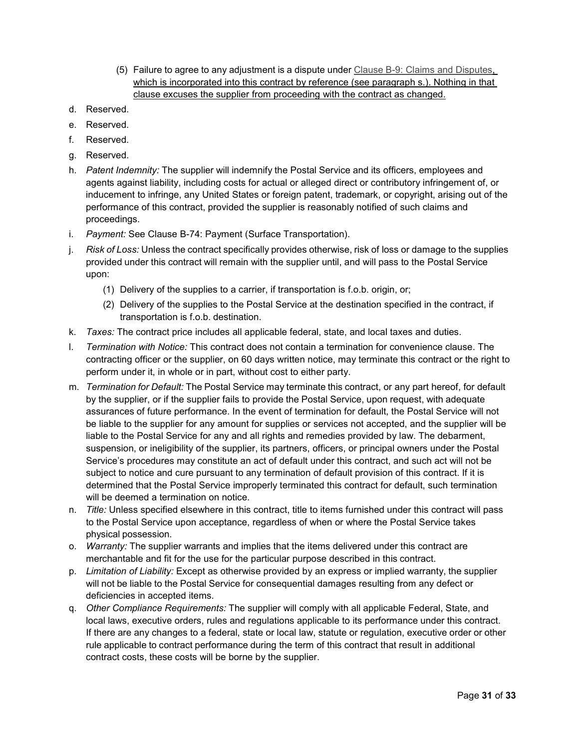(5) Failure to agree to any adjustment is a dispute under Clause B-9: Claims and Disputes, which is incorporated into this contract by reference (see paragraph s.). Nothing in that clause excuses the supplier from proceeding with the contract as changed.

d. Reserved.

e. Reserved.

f. Reserved.

g. Reserved.

h. *Patent Indemnity:* The supplier will indemnify the Postal Service and its officers, employees and agents against liability, including costs for actual or alleged direct or contributory infringement of, or inducement to infringe, any United States or foreign patent, trademark, or copyright, arising out of the performance of this contract, provided the supplier is reasonably notified of such claims and proceedings.

i. *Payment:* See Clause B-74: Payment (Surface Transportation).

j. *Risk of Loss:* Unless the contract specifically provides otherwise, risk of loss or damage to the supplies provided under this contract will remain with the supplier until, and will pass to the Postal Service upon:

   (1) Delivery of the supplies to a carrier, if transportation is f.o.b. origin, or;

   (2) Delivery of the supplies to the Postal Service at the destination specified in the contract, if transportation is f.o.b. destination.

k. *Taxes:* The contract price includes all applicable federal, state, and local taxes and duties.

l. *Termination with Notice:* This contract does not contain a termination for convenience clause. The contracting officer or the supplier, on 60 days written notice, may terminate this contract or the right to perform under it, in whole or in part, without cost to either party.

m. *Termination for Default:* The Postal Service may terminate this contract, or any part hereof, for default by the supplier, or if the supplier fails to provide the Postal Service, upon request, with adequate assurances of future performance. In the event of termination for default, the Postal Service will not be liable to the supplier for any amount for supplies or services not accepted, and the supplier will be liable to the Postal Service for any and all rights and remedies provided by law. The debarment, suspension, or ineligibility of the supplier, its partners, officers, or principal owners under the Postal Service's procedures may constitute an act of default under this contract, and such act will not be subject to notice and cure pursuant to any termination of default provision of this contract. If it is determined that the Postal Service improperly terminated this contract for default, such termination will be deemed a termination on notice.

n. *Title:* Unless specified elsewhere in this contract, title to items furnished under this contract will pass to the Postal Service upon acceptance, regardless of when or where the Postal Service takes physical possession.

o. *Warranty:* The supplier warrants and implies that the items delivered under this contract are merchantable and fit for the use for the particular purpose described in this contract.

p. *Limitation of Liability:* Except as otherwise provided by an express or implied warranty, the supplier will not be liable to the Postal Service for consequential damages resulting from any defect or deficiencies in accepted items.

q. *Other Compliance Requirements:* The supplier will comply with all applicable Federal, State, and local laws, executive orders, rules and regulations applicable to its performance under this contract. If there are any changes to a federal, state or local law, statute or regulation, executive order or other rule applicable to contract performance during the term of this contract that result in additional contract costs, these costs will be borne by the supplier.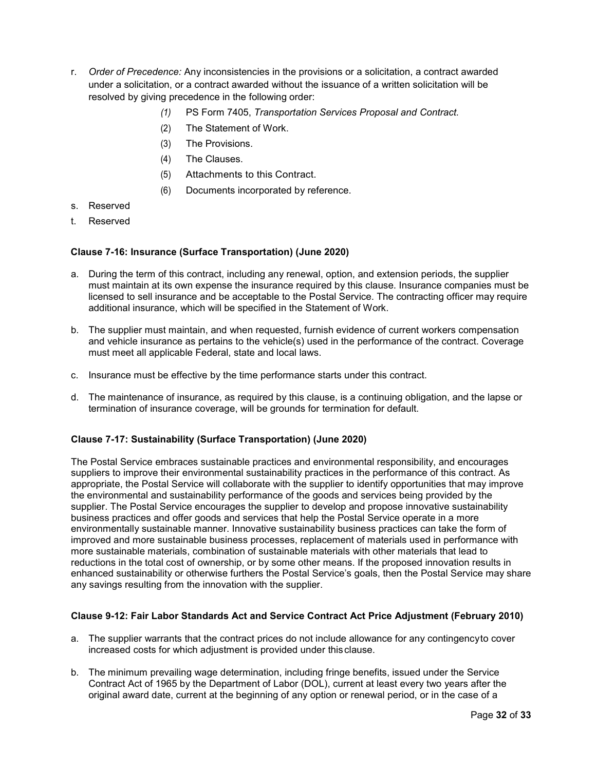r. *Order of Precedence:* Any inconsistencies in the provisions or a solicitation, a contract awarded under a solicitation, or a contract awarded without the issuance of a written solicitation will be resolved by giving precedence in the following order:

   *(1)* PS Form 7405, *Transportation Services Proposal and Contract.*

   (2) The Statement of Work.

   (3) The Provisions.

   (4) The Clauses.

   (5) Attachments to this Contract.

   (6) Documents incorporated by reference.

s. Reserved

t. Reserved

**Clause 7-16: Insurance (Surface Transportation) (June 2020)**

a. During the term of this contract, including any renewal, option, and extension periods, the supplier must maintain at its own expense the insurance required by this clause. Insurance companies must be licensed to sell insurance and be acceptable to the Postal Service. The contracting officer may require additional insurance, which will be specified in the Statement of Work.

b. The supplier must maintain, and when requested, furnish evidence of current workers compensation and vehicle insurance as pertains to the vehicle(s) used in the performance of the contract. Coverage must meet all applicable Federal, state and local laws.

c. Insurance must be effective by the time performance starts under this contract.

d. The maintenance of insurance, as required by this clause, is a continuing obligation, and the lapse or termination of insurance coverage, will be grounds for termination for default.

**Clause 7-17: Sustainability (Surface Transportation) (June 2020)**

The Postal Service embraces sustainable practices and environmental responsibility, and encourages suppliers to improve their environmental sustainability practices in the performance of this contract. As appropriate, the Postal Service will collaborate with the supplier to identify opportunities that may improve the environmental and sustainability performance of the goods and services being provided by the supplier. The Postal Service encourages the supplier to develop and propose innovative sustainability business practices and offer goods and services that help the Postal Service operate in a more environmentally sustainable manner. Innovative sustainability business practices can take the form of improved and more sustainable business processes, replacement of materials used in performance with more sustainable materials, combination of sustainable materials with other materials that lead to reductions in the total cost of ownership, or by some other means. If the proposed innovation results in enhanced sustainability or otherwise furthers the Postal Service's goals, then the Postal Service may share any savings resulting from the innovation with the supplier.

**Clause 9-12: Fair Labor Standards Act and Service Contract Act Price Adjustment (February 2010)**

a. The supplier warrants that the contract prices do not include allowance for any contingency to cover increased costs for which adjustment is provided under this clause.

b. The minimum prevailing wage determination, including fringe benefits, issued under the Service Contract Act of 1965 by the Department of Labor (DOL), current at least every two years after the original award date, current at the beginning of any option or renewal period, or in the case of a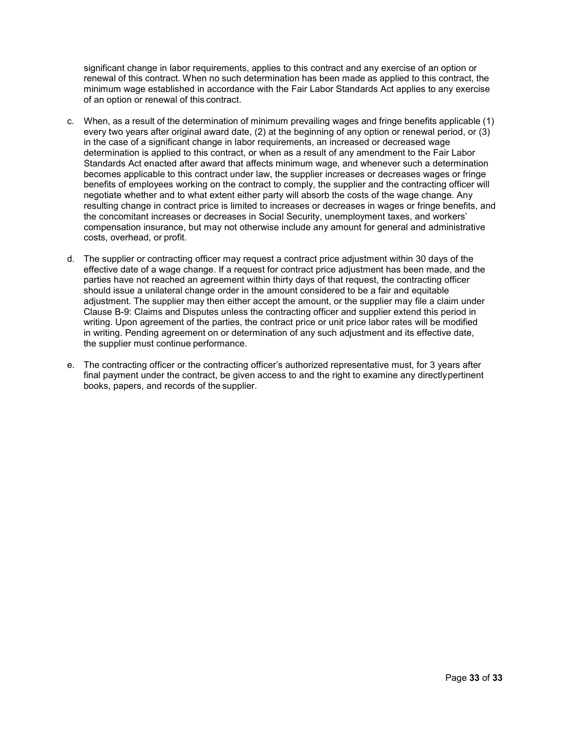significant change in labor requirements, applies to this contract and any exercise of an option or renewal of this contract. When no such determination has been made as applied to this contract, the minimum wage established in accordance with the Fair Labor Standards Act applies to any exercise of an option or renewal of this contract.

c. When, as a result of the determination of minimum prevailing wages and fringe benefits applicable (1) every two years after original award date, (2) at the beginning of any option or renewal period, or (3) in the case of a significant change in labor requirements, an increased or decreased wage determination is applied to this contract, or when as a result of any amendment to the Fair Labor Standards Act enacted after award that affects minimum wage, and whenever such a determination becomes applicable to this contract under law, the supplier increases or decreases wages or fringe benefits of employees working on the contract to comply, the supplier and the contracting officer will negotiate whether and to what extent either party will absorb the costs of the wage change. Any resulting change in contract price is limited to increases or decreases in wages or fringe benefits, and the concomitant increases or decreases in Social Security, unemployment taxes, and workers' compensation insurance, but may not otherwise include any amount for general and administrative costs, overhead, or profit.

d. The supplier or contracting officer may request a contract price adjustment within 30 days of the effective date of a wage change. If a request for contract price adjustment has been made, and the parties have not reached an agreement within thirty days of that request, the contracting officer should issue a unilateral change order in the amount considered to be a fair and equitable adjustment. The supplier may then either accept the amount, or the supplier may file a claim under Clause B-9: Claims and Disputes unless the contracting officer and supplier extend this period in writing. Upon agreement of the parties, the contract price or unit price labor rates will be modified in writing. Pending agreement on or determination of any such adjustment and its effective date, the supplier must continue performance.

e. The contracting officer or the contracting officer's authorized representative must, for 3 years after final payment under the contract, be given access to and the right to examine any directly pertinent books, papers, and records of the supplier.